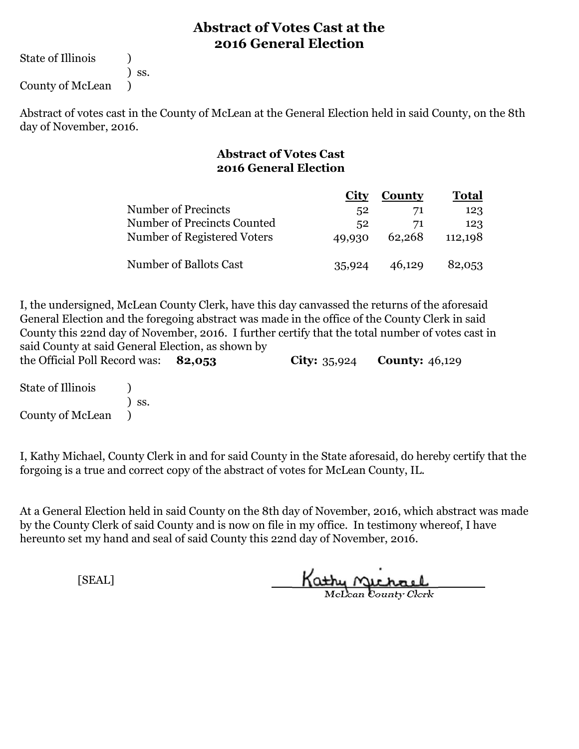# Abstract of Votes Cast at the 2016 General Election

State of Illinois )
) ss.
County of McLean )

Abstract of votes cast in the County of McLean at the General Election held in said County, on the 8th day of November, 2016.

## Abstract of Votes Cast
## 2016 General Election

| | City | County | Total |
|---|---|---|---|
| Number of Precincts | 52 | 71 | 123 |
| Number of Precincts Counted | 52 | 71 | 123 |
| Number of Registered Voters | 49,930 | 62,268 | 112,198 |
| Number of Ballots Cast | 35,924 | 46,129 | 82,053 |

I, the undersigned, McLean County Clerk, have this day canvassed the returns of the aforesaid General Election and the foregoing abstract was made in the office of the County Clerk in said County this 22nd day of November, 2016. I further certify that the total number of votes cast in said County at said General Election, as shown by the Official Poll Record was: **82,053** **City:** 35,924 **County:** 46,129

State of Illinois )
) ss.
County of McLean )

I, Kathy Michael, County Clerk in and for said County in the State aforesaid, do hereby certify that the forgoing is a true and correct copy of the abstract of votes for McLean County, IL.

At a General Election held in said County on the 8th day of November, 2016, which abstract was made by the County Clerk of said County and is now on file in my office. In testimony whereof, I have hereunto set my hand and seal of said County this 22nd day of November, 2016.

[SEAL]

Kathy Michael
McLean County Clerk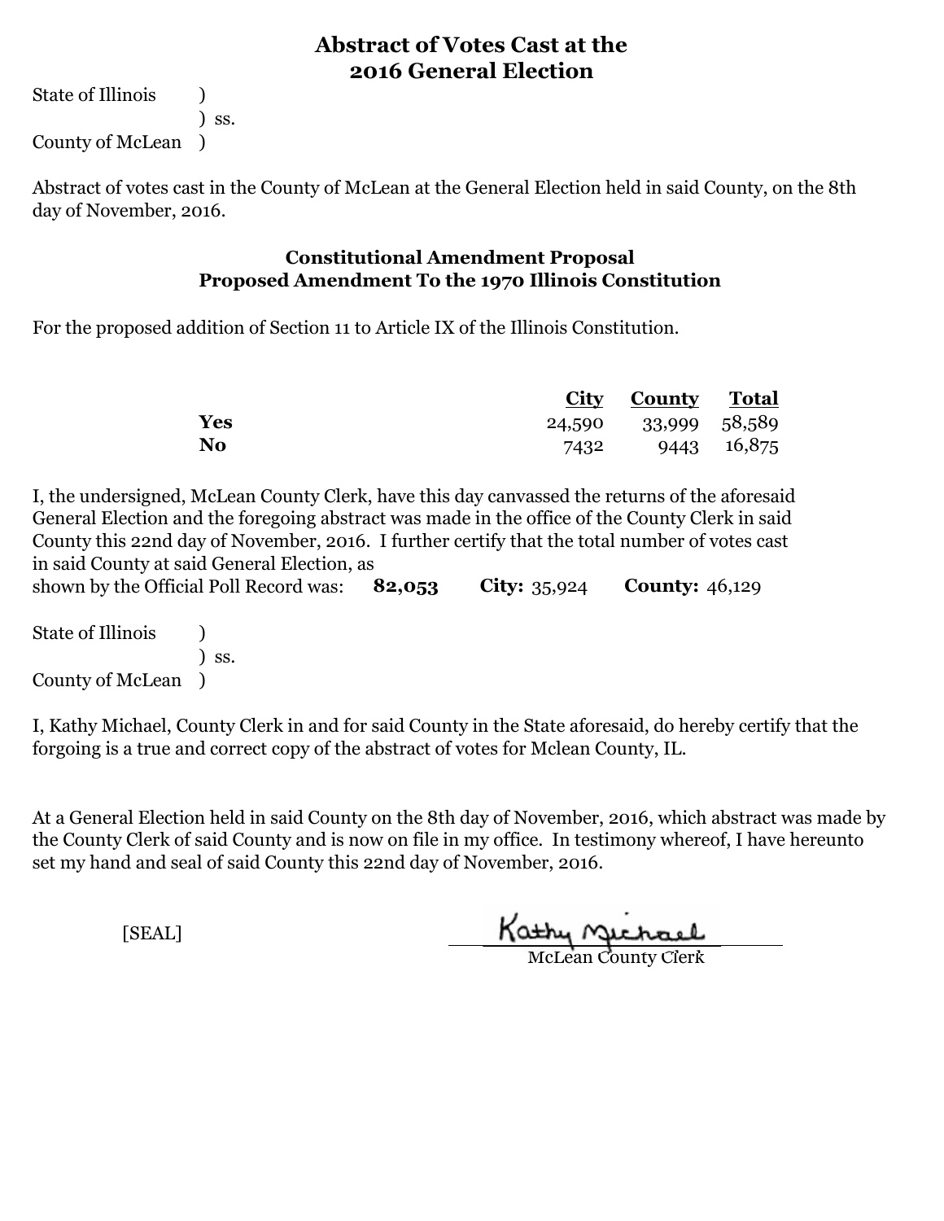# Abstract of Votes Cast at the 2016 General Election

State of Illinois )
) ss.
County of McLean )

Abstract of votes cast in the County of McLean at the General Election held in said County, on the 8th day of November, 2016.

## Constitutional Amendment Proposal
## Proposed Amendment To the 1970 Illinois Constitution

For the proposed addition of Section 11 to Article IX of the Illinois Constitution.

| | City | County | Total |
|---|---|---|---|
| **Yes** | 24,590 | 33,999 | 58,589 |
| **No** | 7432 | 9443 | 16,875 |

I, the undersigned, McLean County Clerk, have this day canvassed the returns of the aforesaid General Election and the foregoing abstract was made in the office of the County Clerk in said County this 22nd day of November, 2016. I further certify that the total number of votes cast in said County at said General Election, as shown by the Official Poll Record was: **82,053** **City:** 35,924 **County:** 46,129

State of Illinois )
) ss.
County of McLean )

I, Kathy Michael, County Clerk in and for said County in the State aforesaid, do hereby certify that the forgoing is a true and correct copy of the abstract of votes for Mclean County, IL.

At a General Election held in said County on the 8th day of November, 2016, which abstract was made by the County Clerk of said County and is now on file in my office. In testimony whereof, I have hereunto set my hand and seal of said County this 22nd day of November, 2016.

[SEAL]

Kathy Michael
McLean County Clerk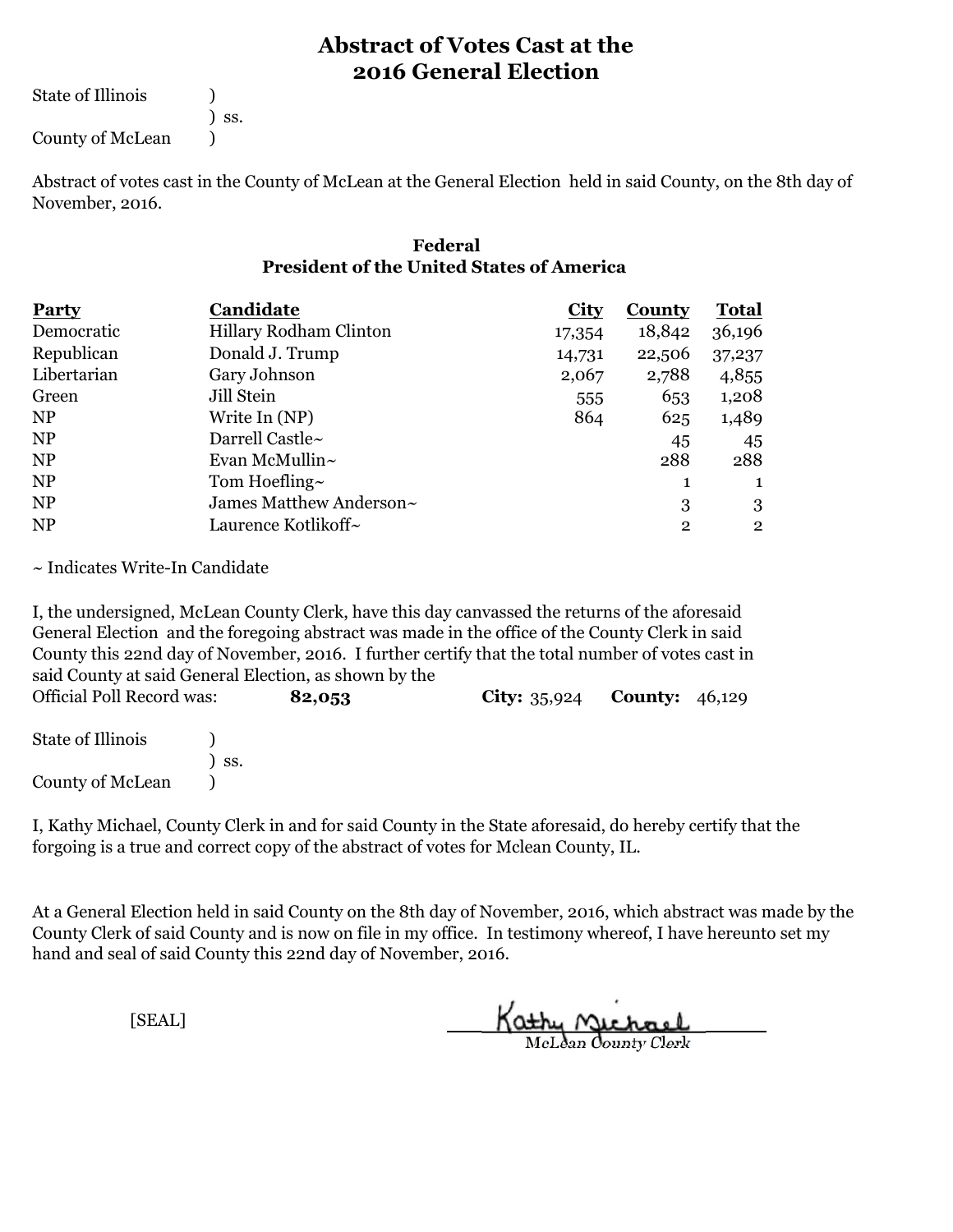# Abstract of Votes Cast at the 2016 General Election

State of Illinois )
) ss.
County of McLean )

Abstract of votes cast in the County of McLean at the General Election held in said County, on the 8th day of November, 2016.

## Federal
### President of the United States of America

| Party | Candidate | City | County | Total |
|---|---|---|---|---|
| Democratic | Hillary Rodham Clinton | 17,354 | 18,842 | 36,196 |
| Republican | Donald J. Trump | 14,731 | 22,506 | 37,237 |
| Libertarian | Gary Johnson | 2,067 | 2,788 | 4,855 |
| Green | Jill Stein | 555 | 653 | 1,208 |
| NP | Write In (NP) | 864 | 625 | 1,489 |
| NP | Darrell Castle~ | | 45 | 45 |
| NP | Evan McMullin~ | | 288 | 288 |
| NP | Tom Hoefling~ | | 1 | 1 |
| NP | James Matthew Anderson~ | | 3 | 3 |
| NP | Laurence Kotlikoff~ | | 2 | 2 |

~ Indicates Write-In Candidate

I, the undersigned, McLean County Clerk, have this day canvassed the returns of the aforesaid General Election and the foregoing abstract was made in the office of the County Clerk in said County this 22nd day of November, 2016. I further certify that the total number of votes cast in said County at said General Election, as shown by the Official Poll Record was: **82,053** **City:** 35,924 **County:** 46,129

State of Illinois )
) ss.
County of McLean )

I, Kathy Michael, County Clerk in and for said County in the State aforesaid, do hereby certify that the forgoing is a true and correct copy of the abstract of votes for Mclean County, IL.

At a General Election held in said County on the 8th day of November, 2016, which abstract was made by the County Clerk of said County and is now on file in my office. In testimony whereof, I have hereunto set my hand and seal of said County this 22nd day of November, 2016.

[SEAL]

Kathy Michael
McLean County Clerk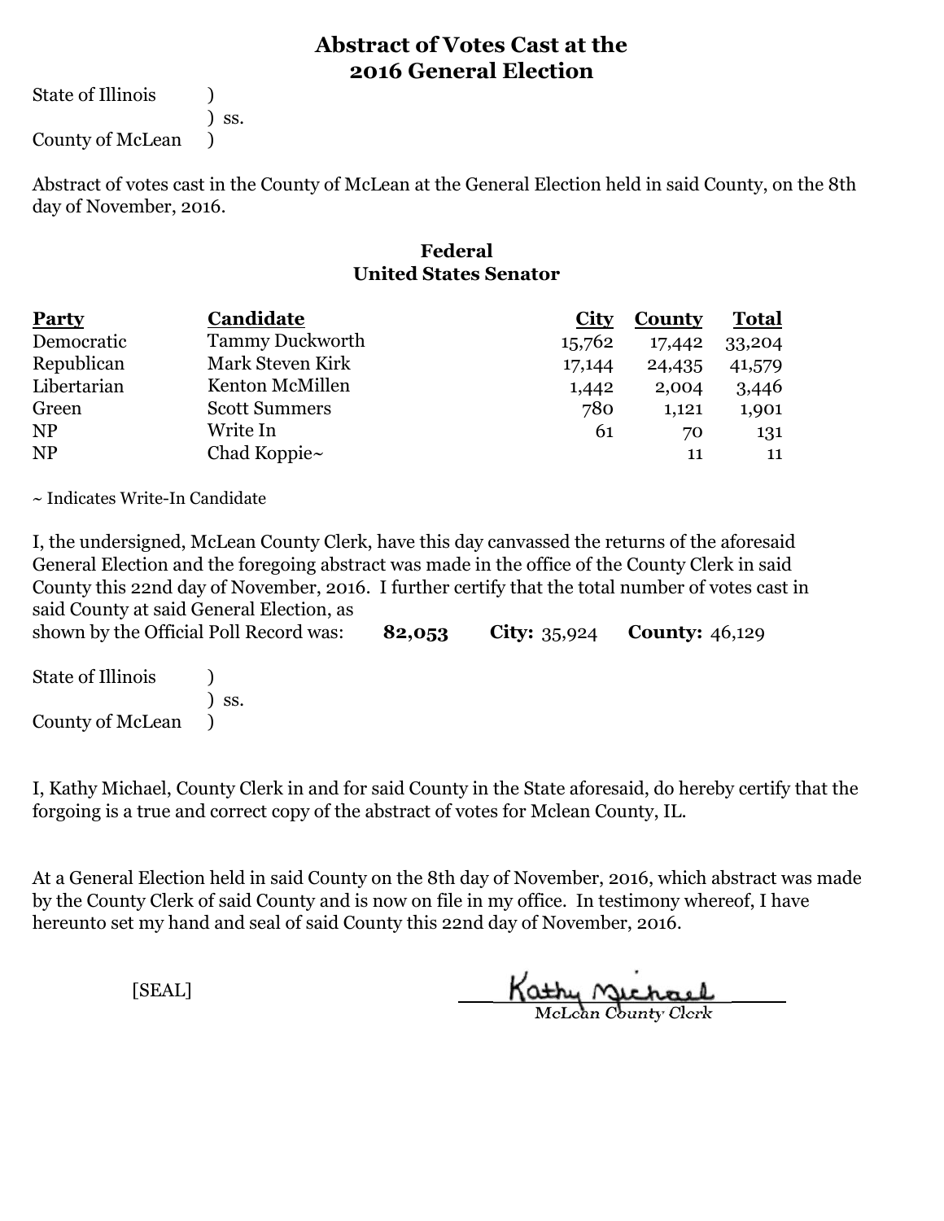# Abstract of Votes Cast at the 2016 General Election

State of Illinois )
) ss.
County of McLean )

Abstract of votes cast in the County of McLean at the General Election held in said County, on the 8th day of November, 2016.

## Federal
### United States Senator

| Party | Candidate | City | County | Total |
|---|---|---|---|---|
| Democratic | Tammy Duckworth | 15,762 | 17,442 | 33,204 |
| Republican | Mark Steven Kirk | 17,144 | 24,435 | 41,579 |
| Libertarian | Kenton McMillen | 1,442 | 2,004 | 3,446 |
| Green | Scott Summers | 780 | 1,121 | 1,901 |
| NP | Write In | 61 | 70 | 131 |
| NP | Chad Koppie~ | | 11 | 11 |

~ Indicates Write-In Candidate

I, the undersigned, McLean County Clerk, have this day canvassed the returns of the aforesaid General Election and the foregoing abstract was made in the office of the County Clerk in said County this 22nd day of November, 2016. I further certify that the total number of votes cast in said County at said General Election, as shown by the Official Poll Record was: **82,053** **City:** 35,924 **County:** 46,129

State of Illinois )
) ss.
County of McLean )

I, Kathy Michael, County Clerk in and for said County in the State aforesaid, do hereby certify that the forgoing is a true and correct copy of the abstract of votes for Mclean County, IL.

At a General Election held in said County on the 8th day of November, 2016, which abstract was made by the County Clerk of said County and is now on file in my office. In testimony whereof, I have hereunto set my hand and seal of said County this 22nd day of November, 2016.

[SEAL]

Kathy Michael
McLean County Clerk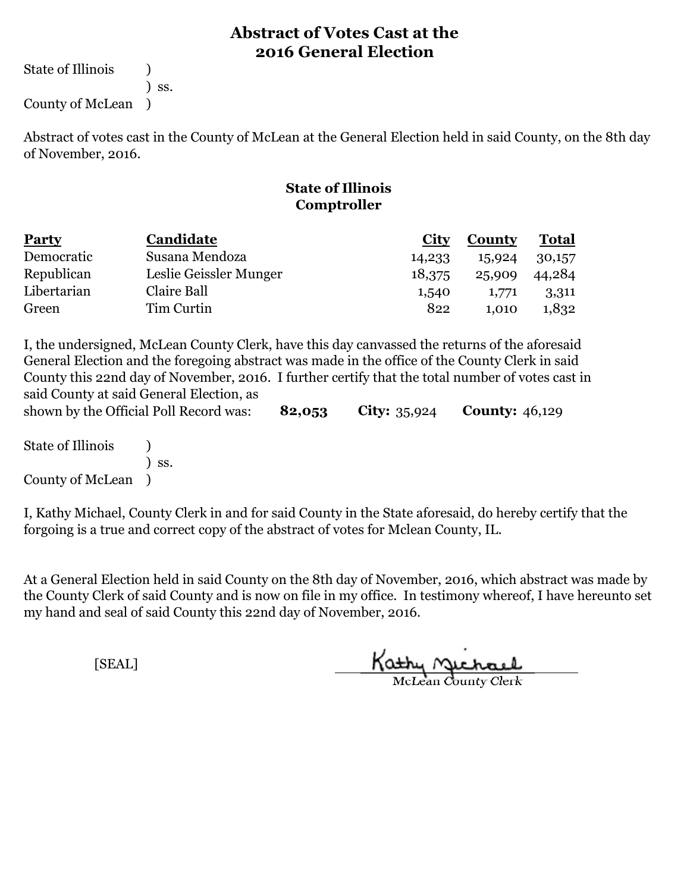# Abstract of Votes Cast at the 2016 General Election

State of Illinois )
) ss.
County of McLean )

Abstract of votes cast in the County of McLean at the General Election held in said County, on the 8th day of November, 2016.

## State of Illinois Comptroller

| Party | Candidate | City | County | Total |
|---|---|---|---|---|
| Democratic | Susana Mendoza | 14,233 | 15,924 | 30,157 |
| Republican | Leslie Geissler Munger | 18,375 | 25,909 | 44,284 |
| Libertarian | Claire Ball | 1,540 | 1,771 | 3,311 |
| Green | Tim Curtin | 822 | 1,010 | 1,832 |

I, the undersigned, McLean County Clerk, have this day canvassed the returns of the aforesaid General Election and the foregoing abstract was made in the office of the County Clerk in said County this 22nd day of November, 2016. I further certify that the total number of votes cast in said County at said General Election, as shown by the Official Poll Record was: **82,053** **City:** 35,924 **County:** 46,129

State of Illinois )
) ss.
County of McLean )

I, Kathy Michael, County Clerk in and for said County in the State aforesaid, do hereby certify that the forgoing is a true and correct copy of the abstract of votes for Mclean County, IL.

At a General Election held in said County on the 8th day of November, 2016, which abstract was made by the County Clerk of said County and is now on file in my office. In testimony whereof, I have hereunto set my hand and seal of said County this 22nd day of November, 2016.

[SEAL]

Kathy Michael
McLean County Clerk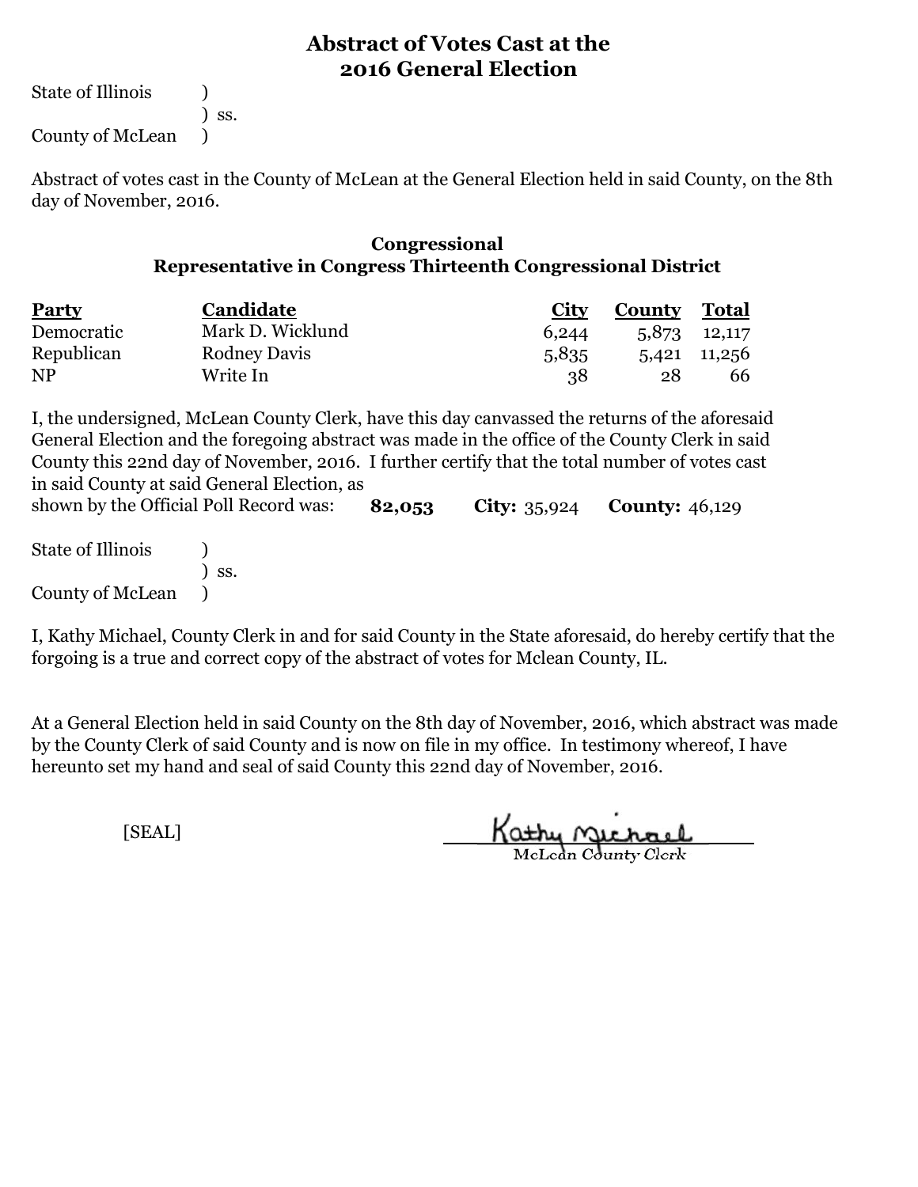# Abstract of Votes Cast at the 2016 General Election

State of Illinois )
) ss.
County of McLean )

Abstract of votes cast in the County of McLean at the General Election held in said County, on the 8th day of November, 2016.

## Congressional
### Representative in Congress Thirteenth Congressional District

| Party | Candidate | City | County | Total |
|---|---|---|---|---|
| Democratic | Mark D. Wicklund | 6,244 | 5,873 | 12,117 |
| Republican | Rodney Davis | 5,835 | 5,421 | 11,256 |
| NP | Write In | 38 | 28 | 66 |

I, the undersigned, McLean County Clerk, have this day canvassed the returns of the aforesaid General Election and the foregoing abstract was made in the office of the County Clerk in said County this 22nd day of November, 2016. I further certify that the total number of votes cast in said County at said General Election, as shown by the Official Poll Record was: **82,053** **City:** 35,924 **County:** 46,129

State of Illinois )
) ss.
County of McLean )

I, Kathy Michael, County Clerk in and for said County in the State aforesaid, do hereby certify that the forgoing is a true and correct copy of the abstract of votes for Mclean County, IL.

At a General Election held in said County on the 8th day of November, 2016, which abstract was made by the County Clerk of said County and is now on file in my office. In testimony whereof, I have hereunto set my hand and seal of said County this 22nd day of November, 2016.

[SEAL]

Kathy Michael
McLean County Clerk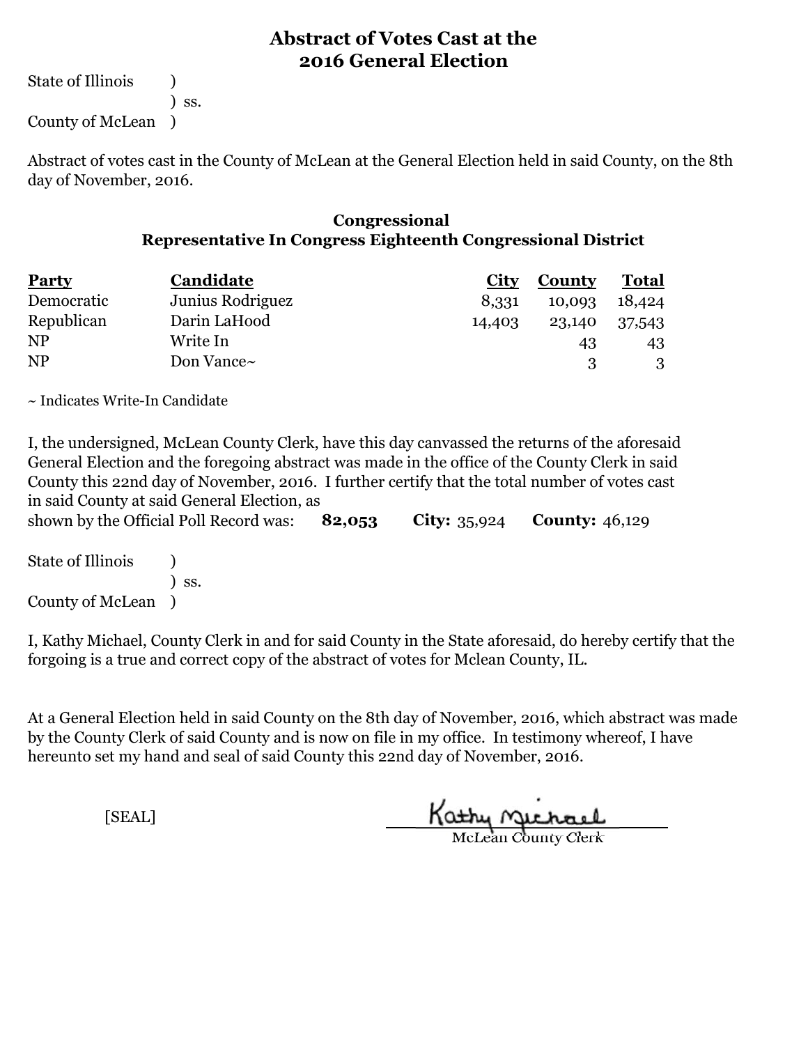# Abstract of Votes Cast at the 2016 General Election

State of Illinois )
) ss.
County of McLean )

Abstract of votes cast in the County of McLean at the General Election held in said County, on the 8th day of November, 2016.

## Congressional
### Representative In Congress Eighteenth Congressional District

| Party | Candidate | City | County | Total |
|---|---|---|---|---|
| Democratic | Junius Rodriguez | 8,331 | 10,093 | 18,424 |
| Republican | Darin LaHood | 14,403 | 23,140 | 37,543 |
| NP | Write In | | 43 | 43 |
| NP | Don Vance~ | | 3 | 3 |

~ Indicates Write-In Candidate

I, the undersigned, McLean County Clerk, have this day canvassed the returns of the aforesaid General Election and the foregoing abstract was made in the office of the County Clerk in said County this 22nd day of November, 2016. I further certify that the total number of votes cast in said County at said General Election, as shown by the Official Poll Record was: **82,053** **City:** 35,924 **County:** 46,129

State of Illinois )
) ss.
County of McLean )

I, Kathy Michael, County Clerk in and for said County in the State aforesaid, do hereby certify that the forgoing is a true and correct copy of the abstract of votes for Mclean County, IL.

At a General Election held in said County on the 8th day of November, 2016, which abstract was made by the County Clerk of said County and is now on file in my office. In testimony whereof, I have hereunto set my hand and seal of said County this 22nd day of November, 2016.

[SEAL]

Kathy Michael
McLean County Clerk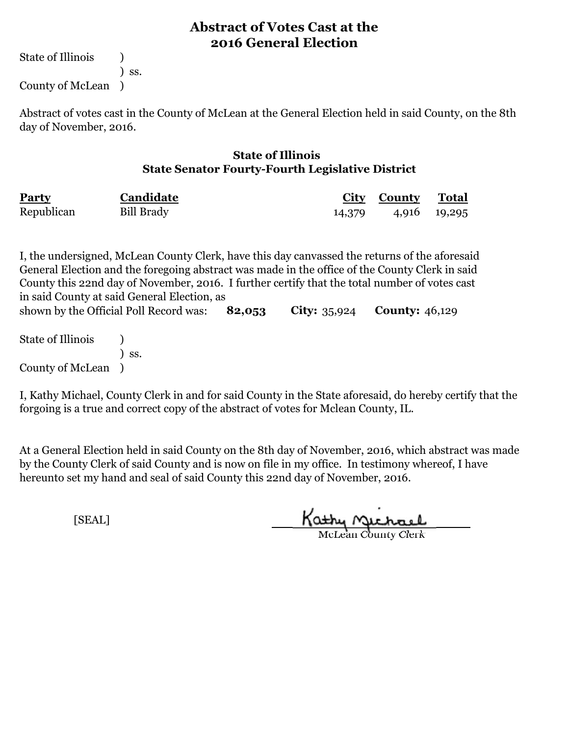# Abstract of Votes Cast at the 2016 General Election

State of Illinois )
) ss.
County of McLean )

Abstract of votes cast in the County of McLean at the General Election held in said County, on the 8th day of November, 2016.

## State of Illinois
## State Senator Fourty-Fourth Legislative District

| Party | Candidate | City | County | Total |
|---|---|---|---|---|
| Republican | Bill Brady | 14,379 | 4,916 | 19,295 |

I, the undersigned, McLean County Clerk, have this day canvassed the returns of the aforesaid General Election and the foregoing abstract was made in the office of the County Clerk in said County this 22nd day of November, 2016. I further certify that the total number of votes cast in said County at said General Election, as shown by the Official Poll Record was: **82,053** **City:** 35,924 **County:** 46,129

State of Illinois )
) ss.
County of McLean )

I, Kathy Michael, County Clerk in and for said County in the State aforesaid, do hereby certify that the forgoing is a true and correct copy of the abstract of votes for Mclean County, IL.

At a General Election held in said County on the 8th day of November, 2016, which abstract was made by the County Clerk of said County and is now on file in my office. In testimony whereof, I have hereunto set my hand and seal of said County this 22nd day of November, 2016.

[SEAL]

Kathy Michael
McLean County Clerk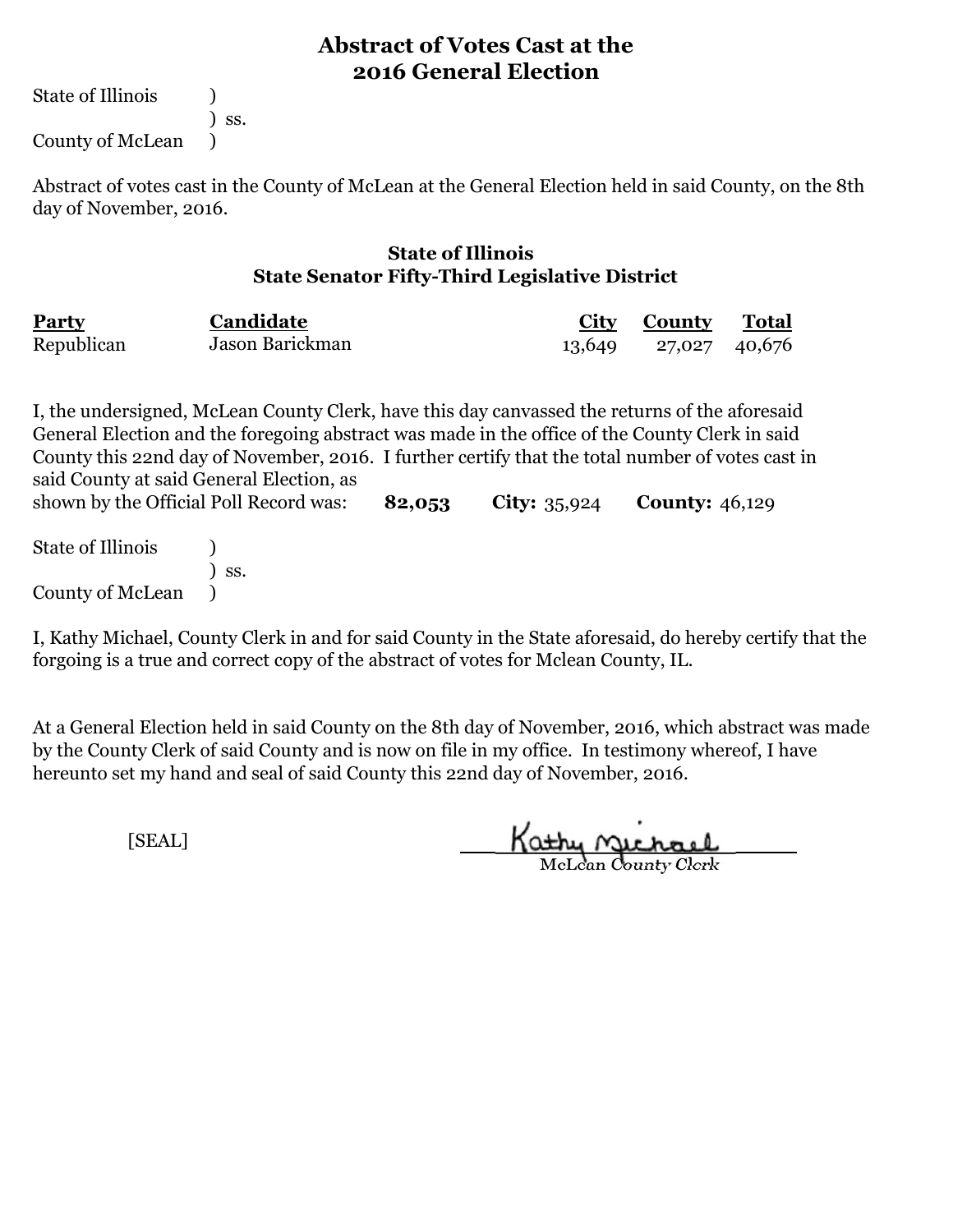# Abstract of Votes Cast at the 2016 General Election

State of Illinois )
) ss.
County of McLean )

Abstract of votes cast in the County of McLean at the General Election held in said County, on the 8th day of November, 2016.

## State of Illinois
## State Senator Fifty-Third Legislative District

| Party | Candidate | City | County | Total |
|---|---|---|---|---|
| Republican | Jason Barickman | 13,649 | 27,027 | 40,676 |

I, the undersigned, McLean County Clerk, have this day canvassed the returns of the aforesaid General Election and the foregoing abstract was made in the office of the County Clerk in said County this 22nd day of November, 2016. I further certify that the total number of votes cast in said County at said General Election, as shown by the Official Poll Record was: **82,053** **City:** 35,924 **County:** 46,129

State of Illinois )
) ss.
County of McLean )

I, Kathy Michael, County Clerk in and for said County in the State aforesaid, do hereby certify that the forgoing is a true and correct copy of the abstract of votes for Mclean County, IL.

At a General Election held in said County on the 8th day of November, 2016, which abstract was made by the County Clerk of said County and is now on file in my office. In testimony whereof, I have hereunto set my hand and seal of said County this 22nd day of November, 2016.

[SEAL]

Kathy Michael
McLean County Clerk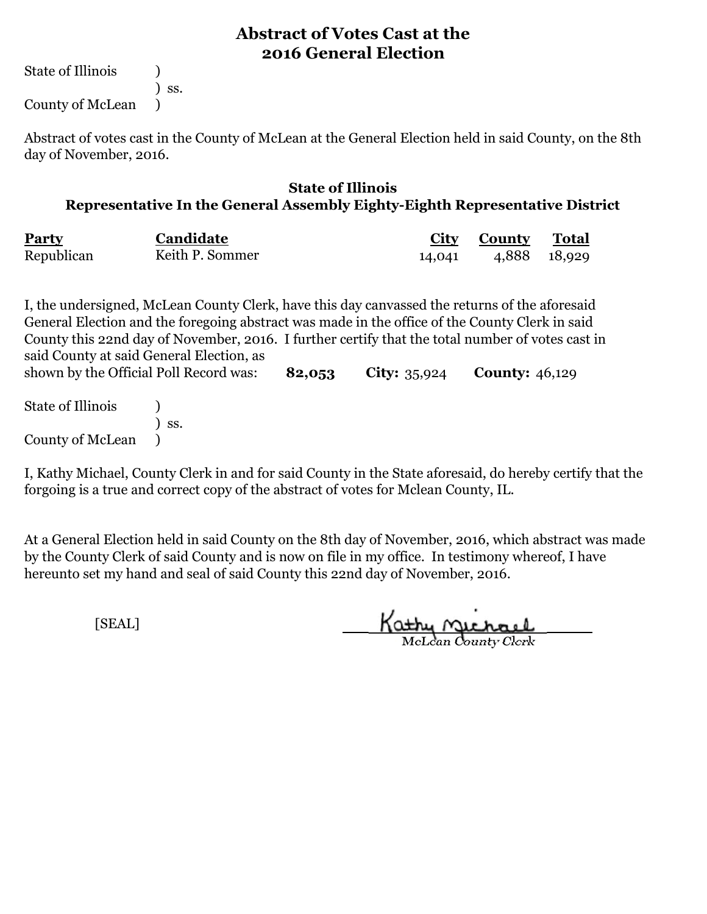# Abstract of Votes Cast at the 2016 General Election

State of Illinois )
) ss.
County of McLean )

Abstract of votes cast in the County of McLean at the General Election held in said County, on the 8th day of November, 2016.

## State of Illinois
## Representative In the General Assembly Eighty-Eighth Representative District

| Party | Candidate | City | County | Total |
|---|---|---|---|---|
| Republican | Keith P. Sommer | 14,041 | 4,888 | 18,929 |

I, the undersigned, McLean County Clerk, have this day canvassed the returns of the aforesaid General Election and the foregoing abstract was made in the office of the County Clerk in said County this 22nd day of November, 2016. I further certify that the total number of votes cast in said County at said General Election, as shown by the Official Poll Record was: **82,053** **City:** 35,924 **County:** 46,129

State of Illinois )
) ss.
County of McLean )

I, Kathy Michael, County Clerk in and for said County in the State aforesaid, do hereby certify that the forgoing is a true and correct copy of the abstract of votes for Mclean County, IL.

At a General Election held in said County on the 8th day of November, 2016, which abstract was made by the County Clerk of said County and is now on file in my office. In testimony whereof, I have hereunto set my hand and seal of said County this 22nd day of November, 2016.

[SEAL]

Kathy Michael
McLean County Clerk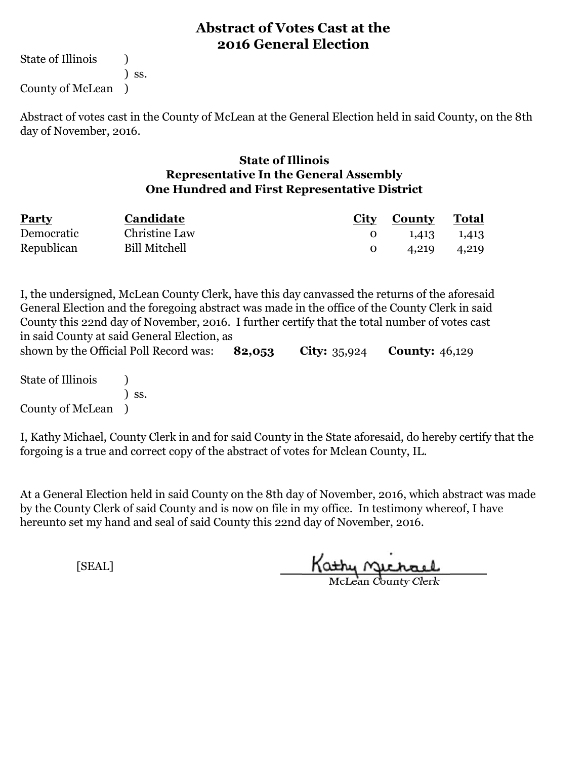# Abstract of Votes Cast at the 2016 General Election

State of Illinois )
) ss.
County of McLean )

Abstract of votes cast in the County of McLean at the General Election held in said County, on the 8th day of November, 2016.

### State of Illinois
### Representative In the General Assembly
### One Hundred and First Representative District

| Party | Candidate | City | County | Total |
|---|---|---|---|---|
| Democratic | Christine Law | 0 | 1,413 | 1,413 |
| Republican | Bill Mitchell | 0 | 4,219 | 4,219 |

I, the undersigned, McLean County Clerk, have this day canvassed the returns of the aforesaid General Election and the foregoing abstract was made in the office of the County Clerk in said County this 22nd day of November, 2016. I further certify that the total number of votes cast in said County at said General Election, as shown by the Official Poll Record was: **82,053** **City:** 35,924 **County:** 46,129

State of Illinois )
) ss.
County of McLean )

I, Kathy Michael, County Clerk in and for said County in the State aforesaid, do hereby certify that the forgoing is a true and correct copy of the abstract of votes for Mclean County, IL.

At a General Election held in said County on the 8th day of November, 2016, which abstract was made by the County Clerk of said County and is now on file in my office. In testimony whereof, I have hereunto set my hand and seal of said County this 22nd day of November, 2016.

[SEAL]

Kathy Michael
McLean County Clerk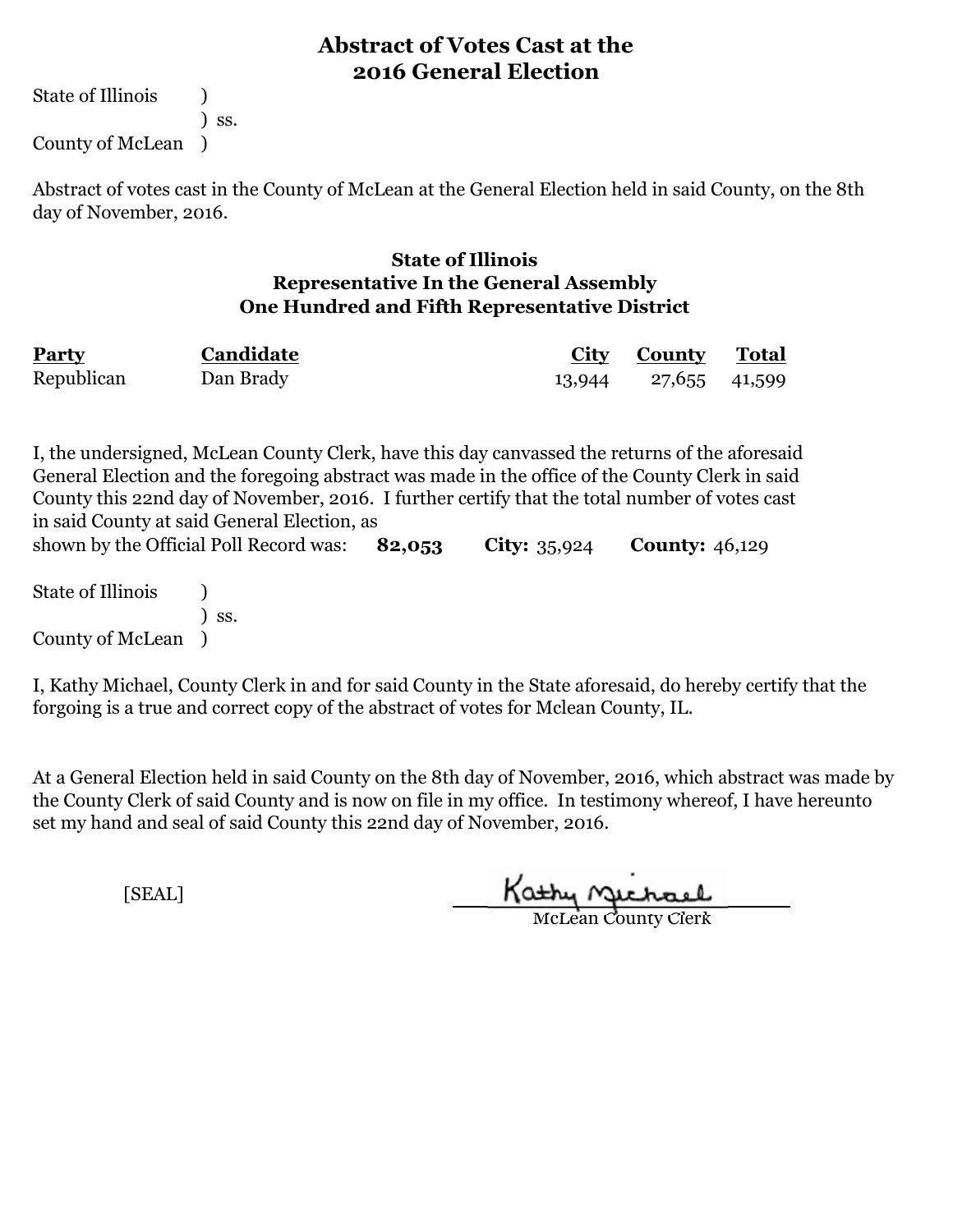# Abstract of Votes Cast at the 2016 General Election

State of Illinois )
) ss.
County of McLean )

Abstract of votes cast in the County of McLean at the General Election held in said County, on the 8th day of November, 2016.

## State of Illinois
## Representative In the General Assembly
## One Hundred and Fifth Representative District

| Party | Candidate | City | County | Total |
|---|---|---|---|---|
| Republican | Dan Brady | 13,944 | 27,655 | 41,599 |

I, the undersigned, McLean County Clerk, have this day canvassed the returns of the aforesaid General Election and the foregoing abstract was made in the office of the County Clerk in said County this 22nd day of November, 2016. I further certify that the total number of votes cast in said County at said General Election, as shown by the Official Poll Record was: **82,053** **City:** 35,924 **County:** 46,129

State of Illinois )
) ss.
County of McLean )

I, Kathy Michael, County Clerk in and for said County in the State aforesaid, do hereby certify that the forgoing is a true and correct copy of the abstract of votes for Mclean County, IL.

At a General Election held in said County on the 8th day of November, 2016, which abstract was made by the County Clerk of said County and is now on file in my office. In testimony whereof, I have hereunto set my hand and seal of said County this 22nd day of November, 2016.

[SEAL]

Kathy Michael
McLean County Clerk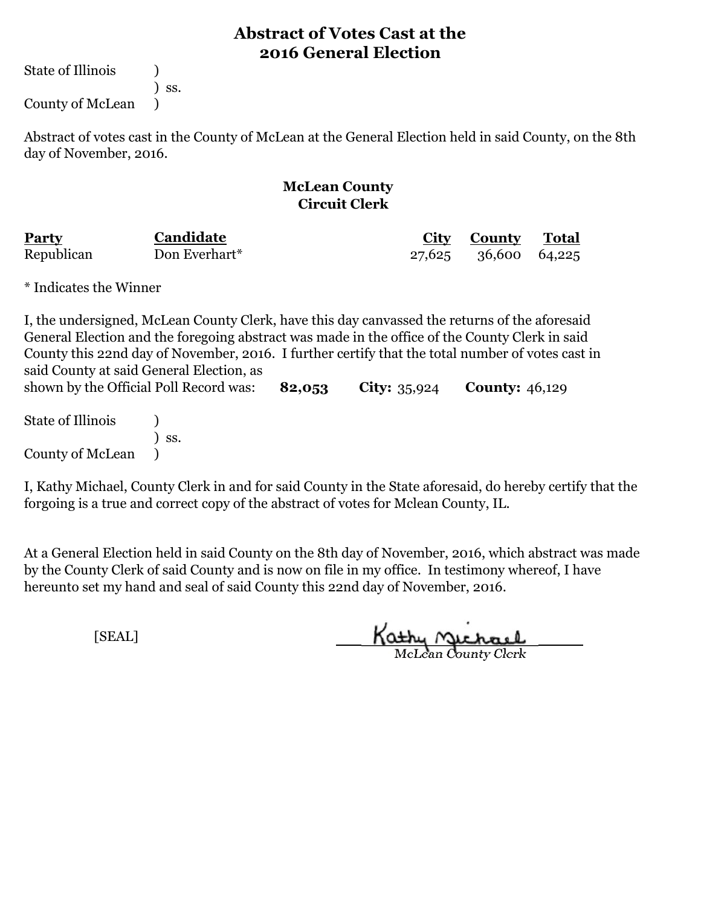# Abstract of Votes Cast at the 2016 General Election

State of Illinois )
) ss.
County of McLean )

Abstract of votes cast in the County of McLean at the General Election held in said County, on the 8th day of November, 2016.

## McLean County
## Circuit Clerk

| Party | Candidate | City | County | Total |
|---|---|---|---|---|
| Republican | Don Everhart* | 27,625 | 36,600 | 64,225 |

* Indicates the Winner

I, the undersigned, McLean County Clerk, have this day canvassed the returns of the aforesaid General Election and the foregoing abstract was made in the office of the County Clerk in said County this 22nd day of November, 2016. I further certify that the total number of votes cast in said County at said General Election, as shown by the Official Poll Record was: **82,053** **City:** 35,924 **County:** 46,129

State of Illinois )
) ss.
County of McLean )

I, Kathy Michael, County Clerk in and for said County in the State aforesaid, do hereby certify that the forgoing is a true and correct copy of the abstract of votes for Mclean County, IL.

At a General Election held in said County on the 8th day of November, 2016, which abstract was made by the County Clerk of said County and is now on file in my office. In testimony whereof, I have hereunto set my hand and seal of said County this 22nd day of November, 2016.

[SEAL]

Kathy Michael
McLean County Clerk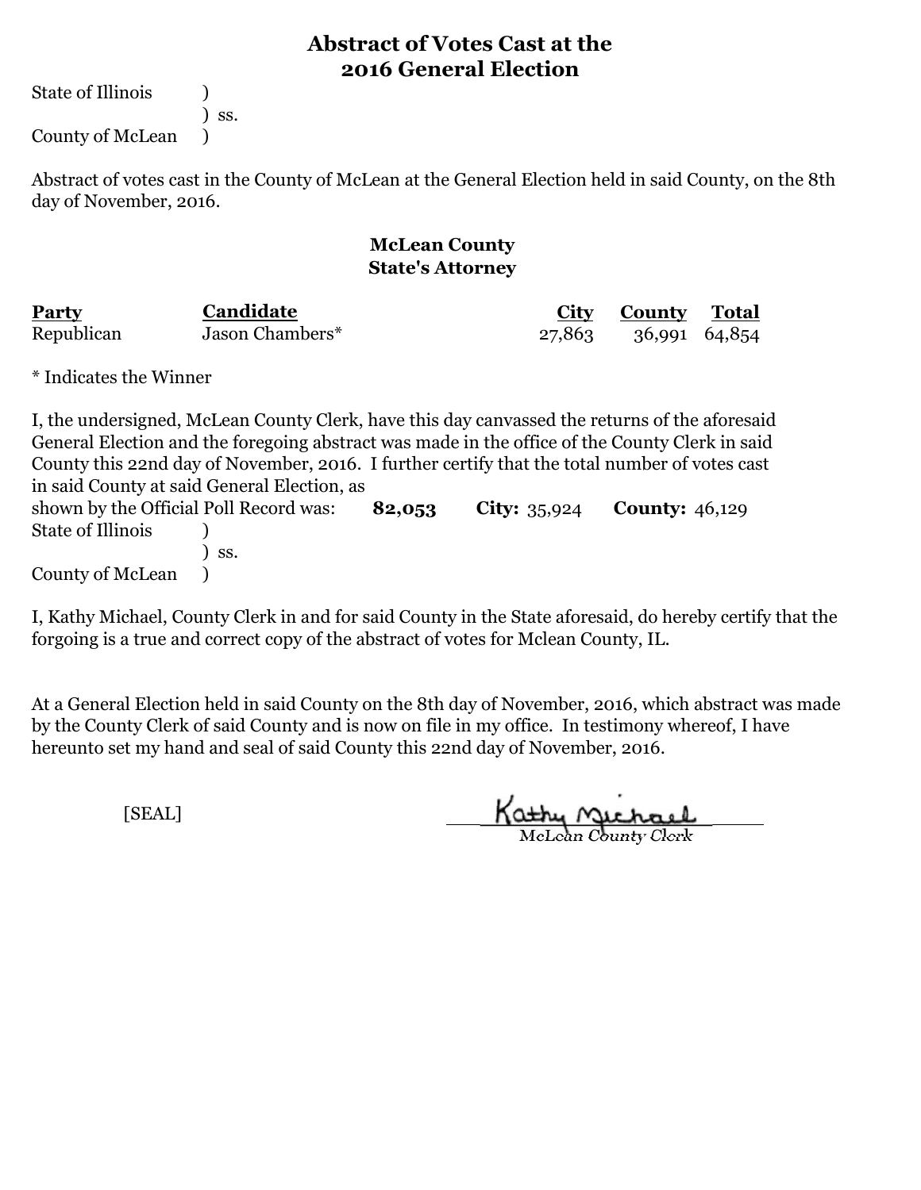# Abstract of Votes Cast at the 2016 General Election

State of Illinois )
) ss.
County of McLean )

Abstract of votes cast in the County of McLean at the General Election held in said County, on the 8th day of November, 2016.

## McLean County
## State's Attorney

| Party | Candidate | City | County | Total |
|---|---|---|---|---|
| Republican | Jason Chambers* | 27,863 | 36,991 | 64,854 |

* Indicates the Winner

I, the undersigned, McLean County Clerk, have this day canvassed the returns of the aforesaid General Election and the foregoing abstract was made in the office of the County Clerk in said County this 22nd day of November, 2016. I further certify that the total number of votes cast in said County at said General Election, as shown by the Official Poll Record was: **82,053** **City:** 35,924 **County:** 46,129

State of Illinois )
) ss.
County of McLean )

I, Kathy Michael, County Clerk in and for said County in the State aforesaid, do hereby certify that the forgoing is a true and correct copy of the abstract of votes for Mclean County, IL.

At a General Election held in said County on the 8th day of November, 2016, which abstract was made by the County Clerk of said County and is now on file in my office. In testimony whereof, I have hereunto set my hand and seal of said County this 22nd day of November, 2016.

[SEAL]

Kathy Michael
McLean County Clerk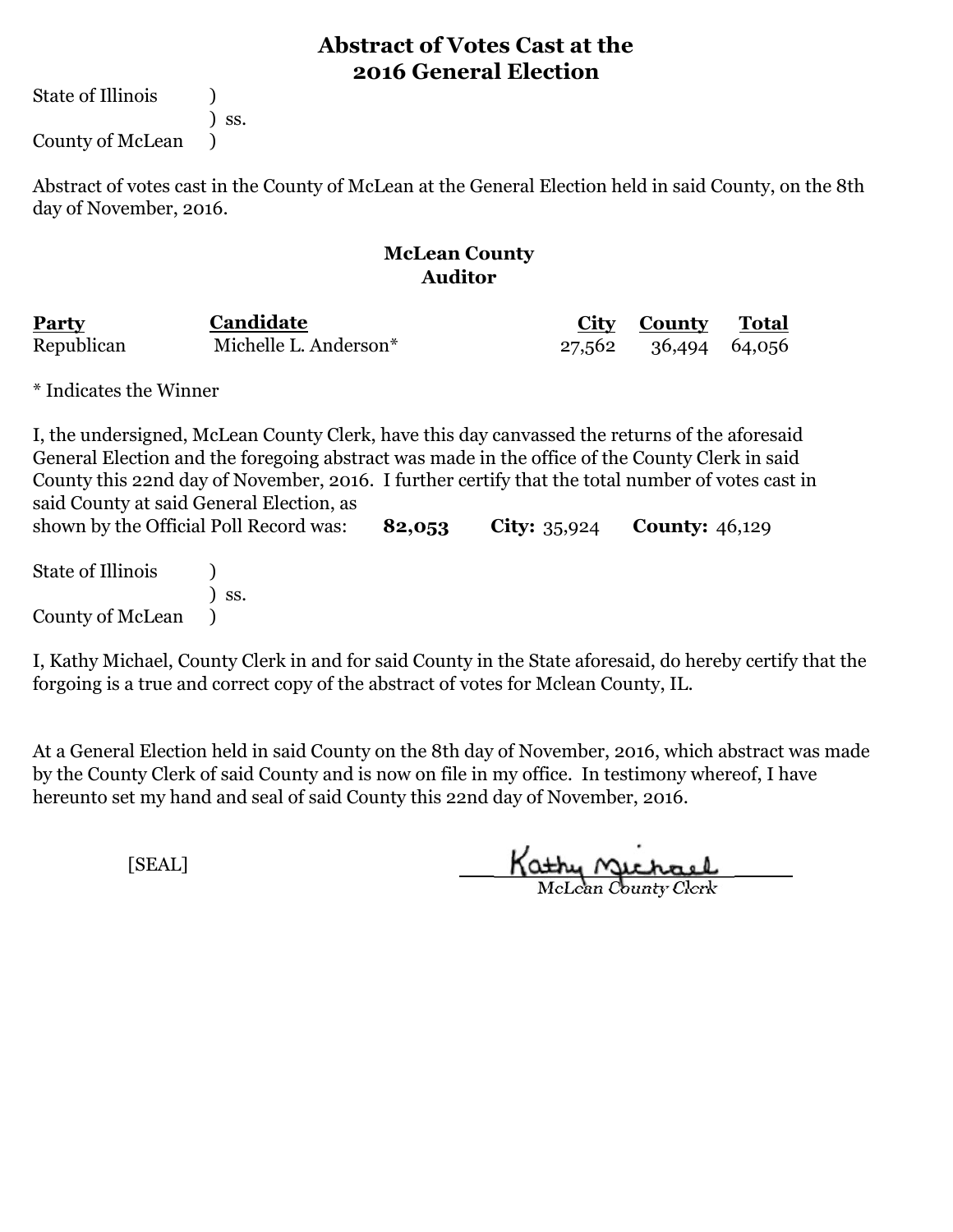# Abstract of Votes Cast at the 2016 General Election

State of Illinois )
) ss.
County of McLean )

Abstract of votes cast in the County of McLean at the General Election held in said County, on the 8th day of November, 2016.

## McLean County
## Auditor

| Party | Candidate | City | County | Total |
|---|---|---|---|---|
| Republican | Michelle L. Anderson* | 27,562 | 36,494 | 64,056 |

* Indicates the Winner

I, the undersigned, McLean County Clerk, have this day canvassed the returns of the aforesaid General Election and the foregoing abstract was made in the office of the County Clerk in said County this 22nd day of November, 2016. I further certify that the total number of votes cast in said County at said General Election, as shown by the Official Poll Record was: **82,053** **City:** 35,924 **County:** 46,129

State of Illinois )
) ss.
County of McLean )

I, Kathy Michael, County Clerk in and for said County in the State aforesaid, do hereby certify that the forgoing is a true and correct copy of the abstract of votes for Mclean County, IL.

At a General Election held in said County on the 8th day of November, 2016, which abstract was made by the County Clerk of said County and is now on file in my office. In testimony whereof, I have hereunto set my hand and seal of said County this 22nd day of November, 2016.

[SEAL]

Kathy Michael
McLean County Clerk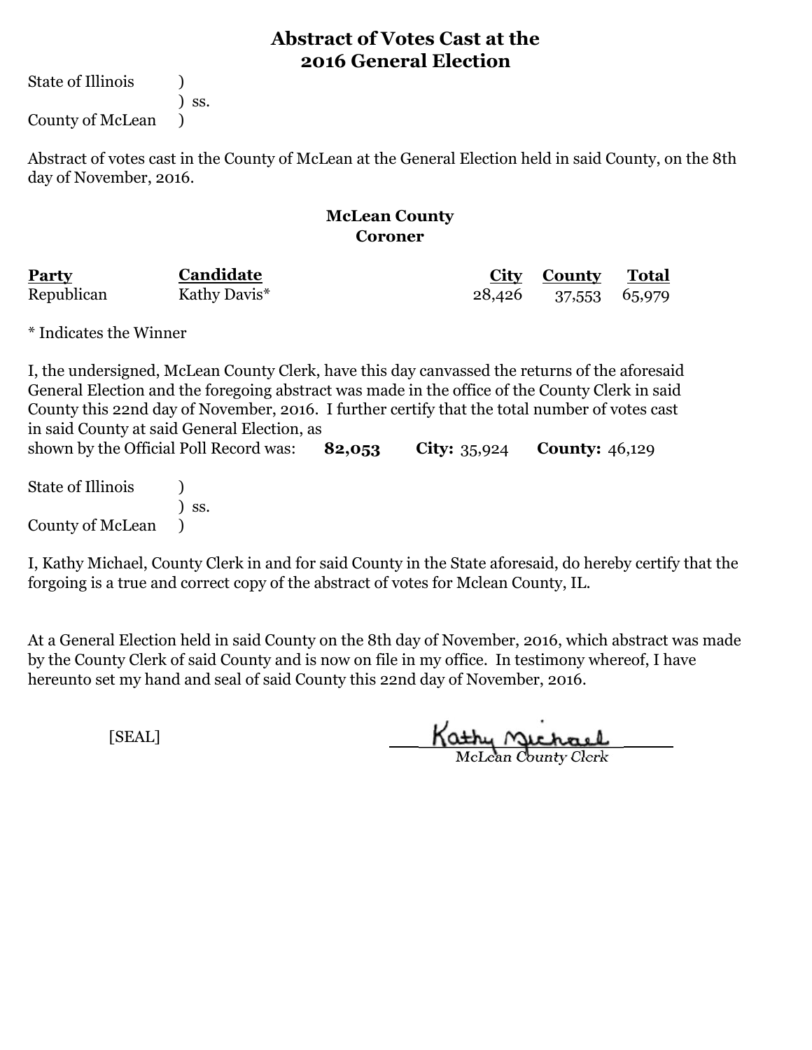# Abstract of Votes Cast at the 2016 General Election

State of Illinois )
) ss.
County of McLean )

Abstract of votes cast in the County of McLean at the General Election held in said County, on the 8th day of November, 2016.

## McLean County
## Coroner

| Party | Candidate | City | County | Total |
|---|---|---|---|---|
| Republican | Kathy Davis* | 28,426 | 37,553 | 65,979 |

* Indicates the Winner

I, the undersigned, McLean County Clerk, have this day canvassed the returns of the aforesaid General Election and the foregoing abstract was made in the office of the County Clerk in said County this 22nd day of November, 2016. I further certify that the total number of votes cast in said County at said General Election, as shown by the Official Poll Record was: **82,053** **City:** 35,924 **County:** 46,129

State of Illinois )
) ss.
County of McLean )

I, Kathy Michael, County Clerk in and for said County in the State aforesaid, do hereby certify that the forgoing is a true and correct copy of the abstract of votes for Mclean County, IL.

At a General Election held in said County on the 8th day of November, 2016, which abstract was made by the County Clerk of said County and is now on file in my office. In testimony whereof, I have hereunto set my hand and seal of said County this 22nd day of November, 2016.

[SEAL]

Kathy Michael
McLean County Clerk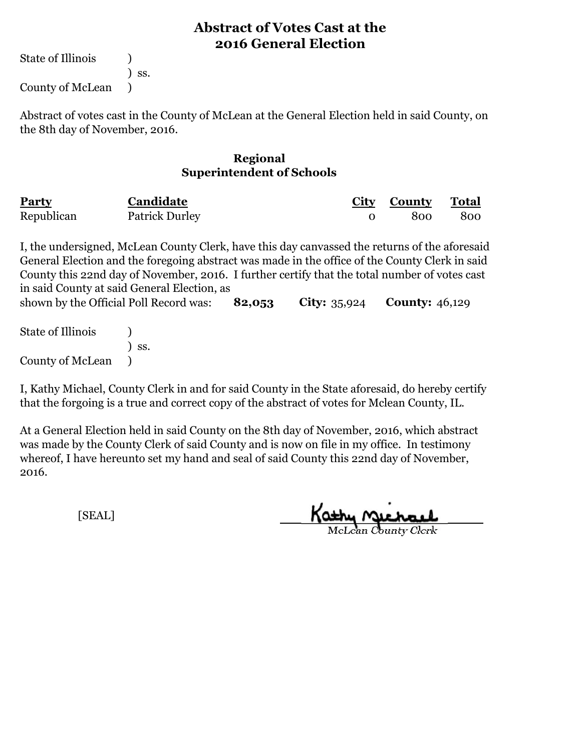# Abstract of Votes Cast at the 2016 General Election

State of Illinois )
) ss.
County of McLean )

Abstract of votes cast in the County of McLean at the General Election held in said County, on the 8th day of November, 2016.

## Regional Superintendent of Schools

| Party | Candidate | City | County | Total |
|---|---|---|---|---|
| Republican | Patrick Durley | 0 | 800 | 800 |

I, the undersigned, McLean County Clerk, have this day canvassed the returns of the aforesaid General Election and the foregoing abstract was made in the office of the County Clerk in said County this 22nd day of November, 2016. I further certify that the total number of votes cast in said County at said General Election, as shown by the Official Poll Record was: **82,053** **City:** 35,924 **County:** 46,129

State of Illinois )
) ss.
County of McLean )

I, Kathy Michael, County Clerk in and for said County in the State aforesaid, do hereby certify that the forgoing is a true and correct copy of the abstract of votes for Mclean County, IL.

At a General Election held in said County on the 8th day of November, 2016, which abstract was made by the County Clerk of said County and is now on file in my office. In testimony whereof, I have hereunto set my hand and seal of said County this 22nd day of November, 2016.

[SEAL]

Kathy Michael
McLean County Clerk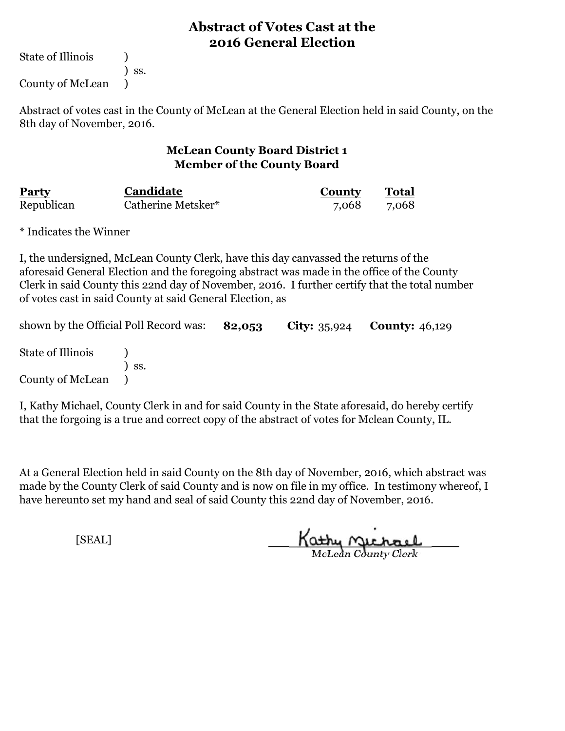# Abstract of Votes Cast at the 2016 General Election

State of Illinois )
) ss.
County of McLean )

Abstract of votes cast in the County of McLean at the General Election held in said County, on the 8th day of November, 2016.

## McLean County Board District 1
## Member of the County Board

| Party | Candidate | County | Total |
|---|---|---|---|
| Republican | Catherine Metsker* | 7,068 | 7,068 |

* Indicates the Winner

I, the undersigned, McLean County Clerk, have this day canvassed the returns of the aforesaid General Election and the foregoing abstract was made in the office of the County Clerk in said County this 22nd day of November, 2016. I further certify that the total number of votes cast in said County at said General Election, as

shown by the Official Poll Record was: **82,053** **City:** 35,924 **County:** 46,129

State of Illinois )
) ss.
County of McLean )

I, Kathy Michael, County Clerk in and for said County in the State aforesaid, do hereby certify that the forgoing is a true and correct copy of the abstract of votes for Mclean County, IL.

At a General Election held in said County on the 8th day of November, 2016, which abstract was made by the County Clerk of said County and is now on file in my office. In testimony whereof, I have hereunto set my hand and seal of said County this 22nd day of November, 2016.

[SEAL]

Kathy Michael
McLean County Clerk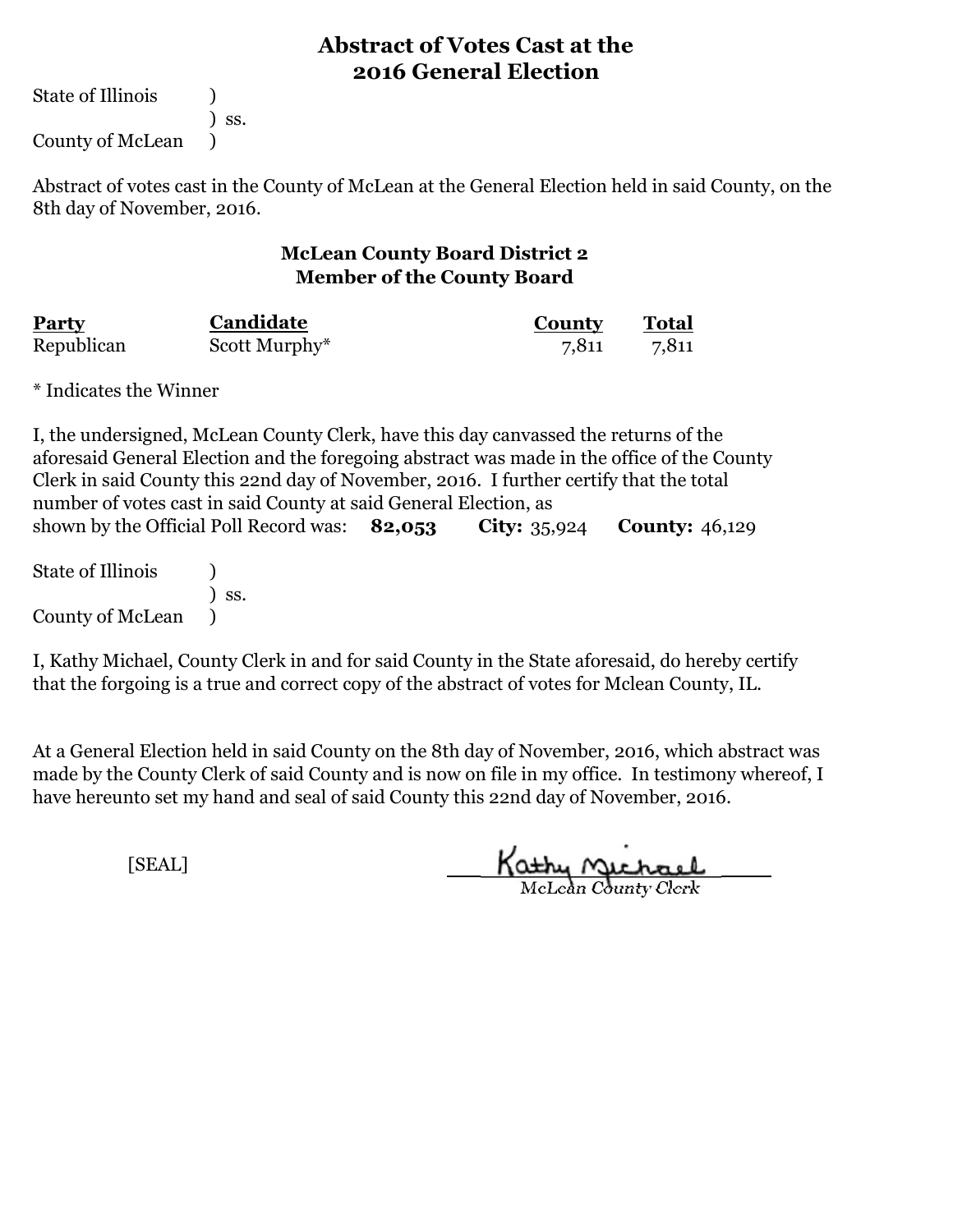# Abstract of Votes Cast at the 2016 General Election

State of Illinois )
) ss.
County of McLean )

Abstract of votes cast in the County of McLean at the General Election held in said County, on the 8th day of November, 2016.

## McLean County Board District 2
## Member of the County Board

| Party | Candidate | County | Total |
|---|---|---|---|
| Republican | Scott Murphy* | 7,811 | 7,811 |

* Indicates the Winner

I, the undersigned, McLean County Clerk, have this day canvassed the returns of the aforesaid General Election and the foregoing abstract was made in the office of the County Clerk in said County this 22nd day of November, 2016. I further certify that the total number of votes cast in said County at said General Election, as shown by the Official Poll Record was: **82,053** **City:** 35,924 **County:** 46,129

State of Illinois )
) ss.
County of McLean )

I, Kathy Michael, County Clerk in and for said County in the State aforesaid, do hereby certify that the forgoing is a true and correct copy of the abstract of votes for Mclean County, IL.

At a General Election held in said County on the 8th day of November, 2016, which abstract was made by the County Clerk of said County and is now on file in my office. In testimony whereof, I have hereunto set my hand and seal of said County this 22nd day of November, 2016.

[SEAL]

Kathy Michael
McLean County Clerk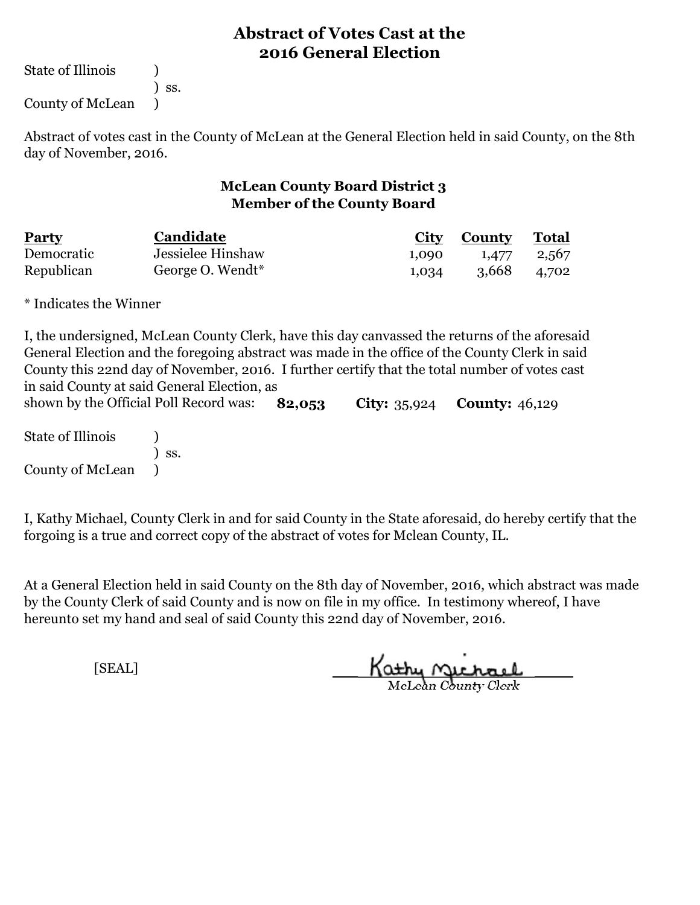# Abstract of Votes Cast at the 2016 General Election

State of Illinois )
) ss.
County of McLean )

Abstract of votes cast in the County of McLean at the General Election held in said County, on the 8th day of November, 2016.

## McLean County Board District 3
## Member of the County Board

| Party | Candidate | City | County | Total |
|---|---|---|---|---|
| Democratic | Jessielee Hinshaw | 1,090 | 1,477 | 2,567 |
| Republican | George O. Wendt* | 1,034 | 3,668 | 4,702 |

* Indicates the Winner

I, the undersigned, McLean County Clerk, have this day canvassed the returns of the aforesaid General Election and the foregoing abstract was made in the office of the County Clerk in said County this 22nd day of November, 2016. I further certify that the total number of votes cast in said County at said General Election, as shown by the Official Poll Record was: **82,053** **City:** 35,924 **County:** 46,129

State of Illinois )
) ss.
County of McLean )

I, Kathy Michael, County Clerk in and for said County in the State aforesaid, do hereby certify that the forgoing is a true and correct copy of the abstract of votes for Mclean County, IL.

At a General Election held in said County on the 8th day of November, 2016, which abstract was made by the County Clerk of said County and is now on file in my office. In testimony whereof, I have hereunto set my hand and seal of said County this 22nd day of November, 2016.

[SEAL]

Kathy Michael
McLean County Clerk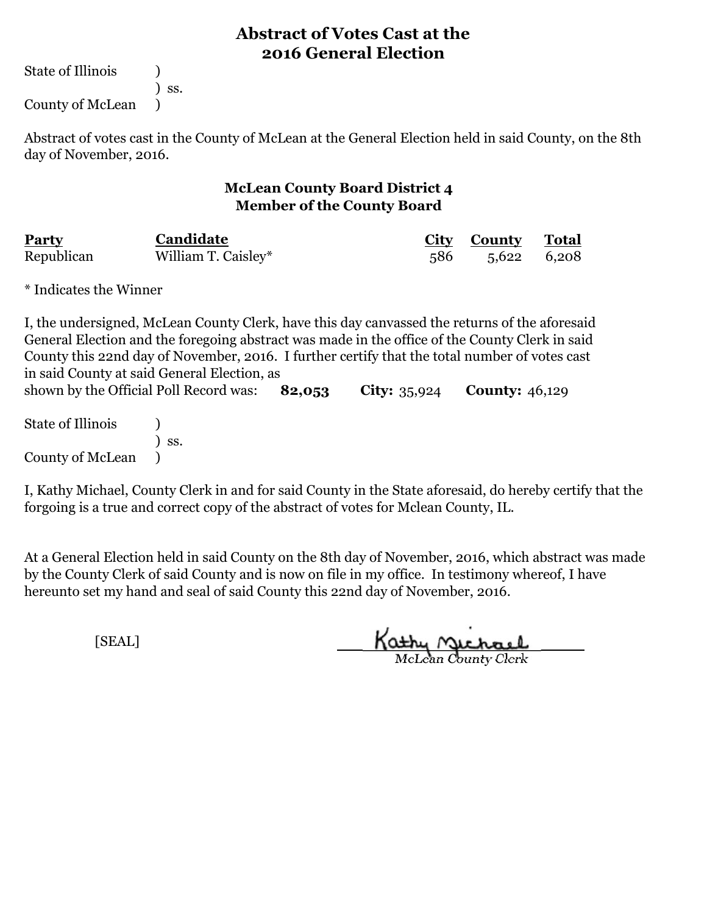# Abstract of Votes Cast at the 2016 General Election

State of Illinois )
) ss.
County of McLean )

Abstract of votes cast in the County of McLean at the General Election held in said County, on the 8th day of November, 2016.

## McLean County Board District 4
## Member of the County Board

| Party | Candidate | City | County | Total |
|---|---|---|---|---|
| Republican | William T. Caisley* | 586 | 5,622 | 6,208 |

* Indicates the Winner

I, the undersigned, McLean County Clerk, have this day canvassed the returns of the aforesaid General Election and the foregoing abstract was made in the office of the County Clerk in said County this 22nd day of November, 2016. I further certify that the total number of votes cast in said County at said General Election, as shown by the Official Poll Record was: **82,053** **City:** 35,924 **County:** 46,129

State of Illinois )
) ss.
County of McLean )

I, Kathy Michael, County Clerk in and for said County in the State aforesaid, do hereby certify that the forgoing is a true and correct copy of the abstract of votes for Mclean County, IL.

At a General Election held in said County on the 8th day of November, 2016, which abstract was made by the County Clerk of said County and is now on file in my office. In testimony whereof, I have hereunto set my hand and seal of said County this 22nd day of November, 2016.

[SEAL]

Kathy Michael
McLean County Clerk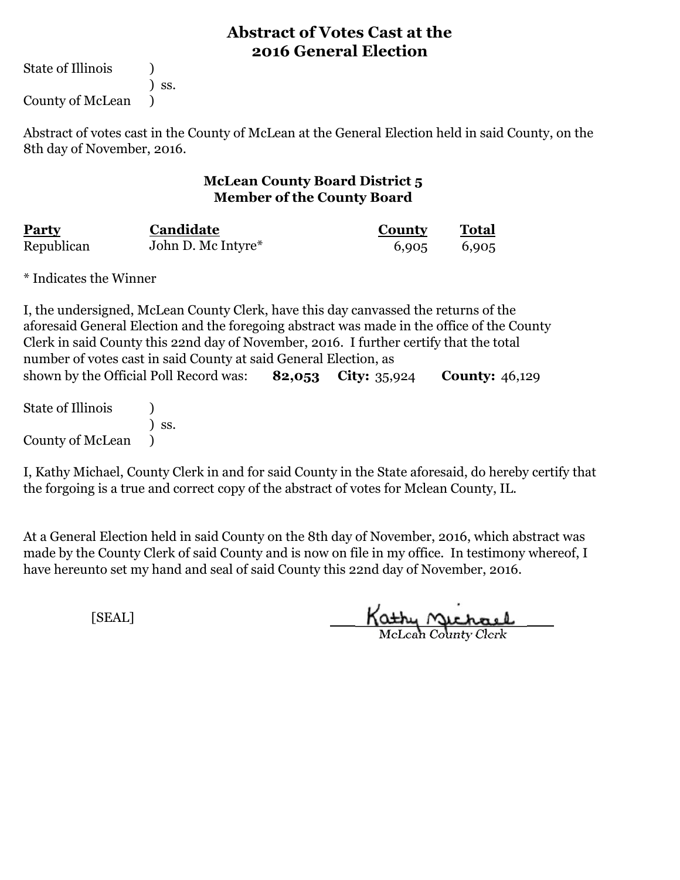# Abstract of Votes Cast at the 2016 General Election

State of Illinois )
) ss.
County of McLean )

Abstract of votes cast in the County of McLean at the General Election held in said County, on the 8th day of November, 2016.

## McLean County Board District 5
## Member of the County Board

| Party | Candidate | County | Total |
|---|---|---|---|
| Republican | John D. Mc Intyre* | 6,905 | 6,905 |

* Indicates the Winner

I, the undersigned, McLean County Clerk, have this day canvassed the returns of the aforesaid General Election and the foregoing abstract was made in the office of the County Clerk in said County this 22nd day of November, 2016. I further certify that the total number of votes cast in said County at said General Election, as shown by the Official Poll Record was: **82,053** **City:** 35,924 **County:** 46,129

State of Illinois )
) ss.
County of McLean )

I, Kathy Michael, County Clerk in and for said County in the State aforesaid, do hereby certify that the forgoing is a true and correct copy of the abstract of votes for Mclean County, IL.

At a General Election held in said County on the 8th day of November, 2016, which abstract was made by the County Clerk of said County and is now on file in my office. In testimony whereof, I have hereunto set my hand and seal of said County this 22nd day of November, 2016.

[SEAL]

Kathy Michael
McLean County Clerk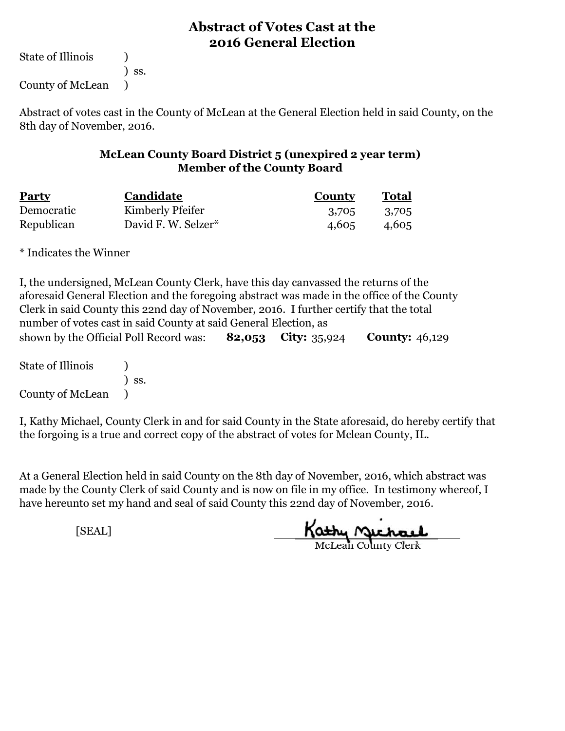# Abstract of Votes Cast at the 2016 General Election

State of Illinois )
) ss.
County of McLean )

Abstract of votes cast in the County of McLean at the General Election held in said County, on the 8th day of November, 2016.

## McLean County Board District 5 (unexpired 2 year term)
## Member of the County Board

| Party | Candidate | County | Total |
|---|---|---|---|
| Democratic | Kimberly Pfeifer | 3,705 | 3,705 |
| Republican | David F. W. Selzer* | 4,605 | 4,605 |

* Indicates the Winner

I, the undersigned, McLean County Clerk, have this day canvassed the returns of the aforesaid General Election and the foregoing abstract was made in the office of the County Clerk in said County this 22nd day of November, 2016. I further certify that the total number of votes cast in said County at said General Election, as shown by the Official Poll Record was: **82,053** **City:** 35,924 **County:** 46,129

State of Illinois )
) ss.
County of McLean )

I, Kathy Michael, County Clerk in and for said County in the State aforesaid, do hereby certify that the forgoing is a true and correct copy of the abstract of votes for Mclean County, IL.

At a General Election held in said County on the 8th day of November, 2016, which abstract was made by the County Clerk of said County and is now on file in my office. In testimony whereof, I have hereunto set my hand and seal of said County this 22nd day of November, 2016.

[SEAL]

Kathy Michael
McLean County Clerk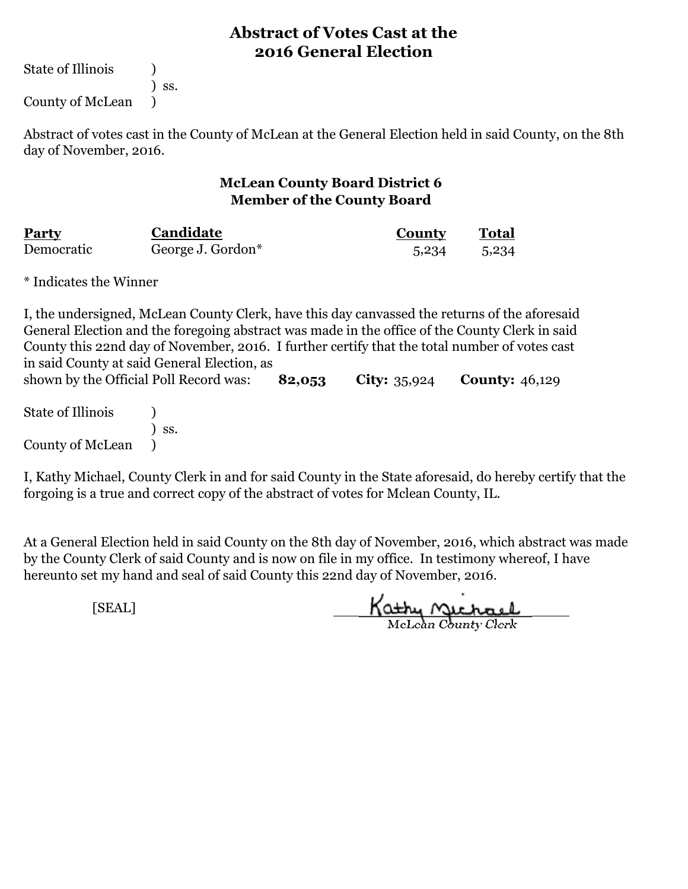# Abstract of Votes Cast at the 2016 General Election

State of Illinois )
) ss.
County of McLean )

Abstract of votes cast in the County of McLean at the General Election held in said County, on the 8th day of November, 2016.

## McLean County Board District 6
## Member of the County Board

| Party | Candidate | County | Total |
|---|---|---|---|
| Democratic | George J. Gordon* | 5,234 | 5,234 |

* Indicates the Winner

I, the undersigned, McLean County Clerk, have this day canvassed the returns of the aforesaid General Election and the foregoing abstract was made in the office of the County Clerk in said County this 22nd day of November, 2016. I further certify that the total number of votes cast in said County at said General Election, as shown by the Official Poll Record was: **82,053** **City:** 35,924 **County:** 46,129

State of Illinois )
) ss.
County of McLean )

I, Kathy Michael, County Clerk in and for said County in the State aforesaid, do hereby certify that the forgoing is a true and correct copy of the abstract of votes for Mclean County, IL.

At a General Election held in said County on the 8th day of November, 2016, which abstract was made by the County Clerk of said County and is now on file in my office. In testimony whereof, I have hereunto set my hand and seal of said County this 22nd day of November, 2016.

[SEAL]

Kathy Michael
McLean County Clerk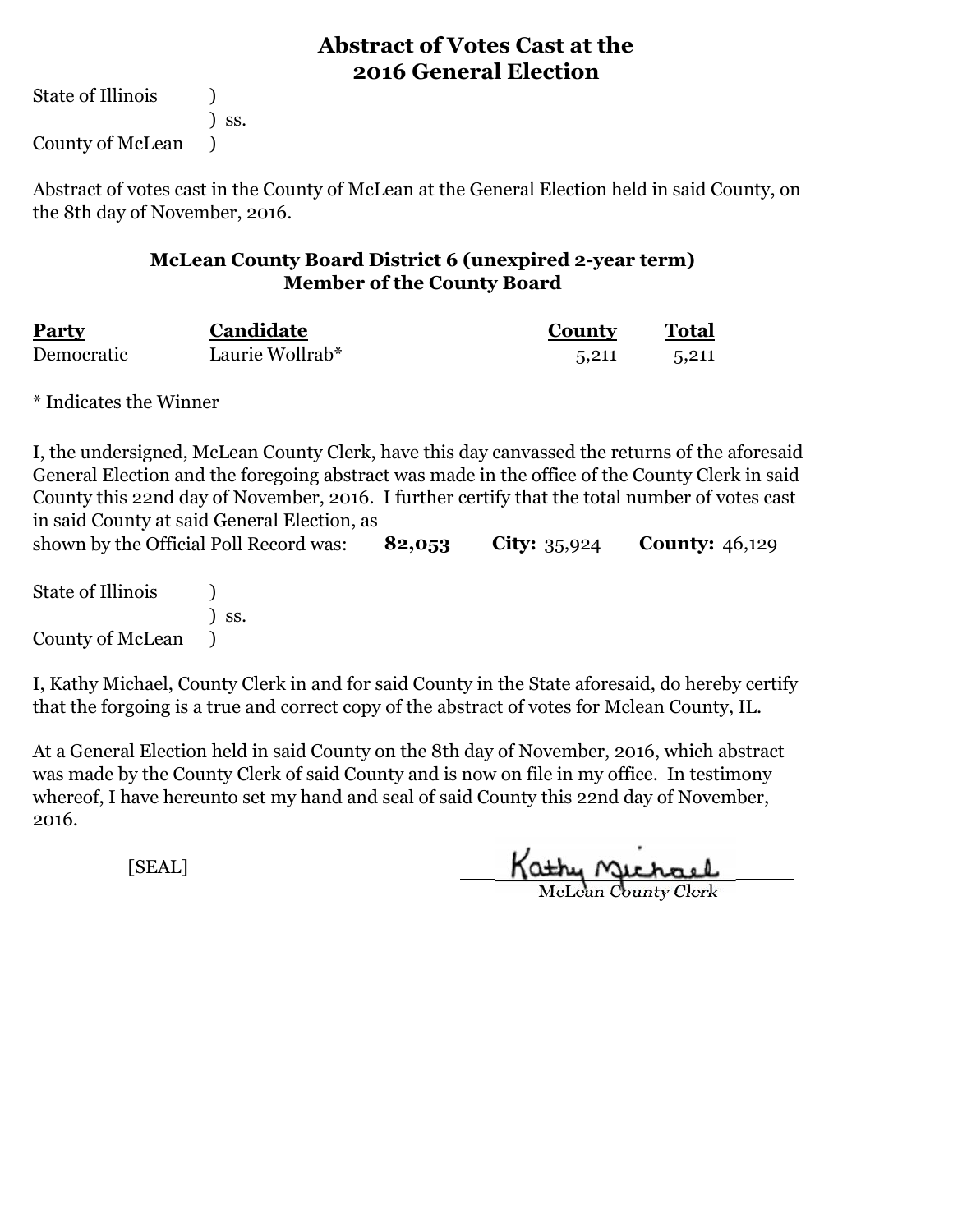# Abstract of Votes Cast at the 2016 General Election

State of Illinois )
) ss.
County of McLean )

Abstract of votes cast in the County of McLean at the General Election held in said County, on the 8th day of November, 2016.

## McLean County Board District 6 (unexpired 2-year term)
## Member of the County Board

| Party | Candidate | County | Total |
|---|---|---|---|
| Democratic | Laurie Wollrab* | 5,211 | 5,211 |

\* Indicates the Winner

I, the undersigned, McLean County Clerk, have this day canvassed the returns of the aforesaid General Election and the foregoing abstract was made in the office of the County Clerk in said County this 22nd day of November, 2016. I further certify that the total number of votes cast in said County at said General Election, as shown by the Official Poll Record was: **82,053** **City:** 35,924 **County:** 46,129

State of Illinois )
) ss.
County of McLean )

I, Kathy Michael, County Clerk in and for said County in the State aforesaid, do hereby certify that the forgoing is a true and correct copy of the abstract of votes for Mclean County, IL.

At a General Election held in said County on the 8th day of November, 2016, which abstract was made by the County Clerk of said County and is now on file in my office. In testimony whereof, I have hereunto set my hand and seal of said County this 22nd day of November, 2016.

[SEAL]

Kathy Michael
McLean County Clerk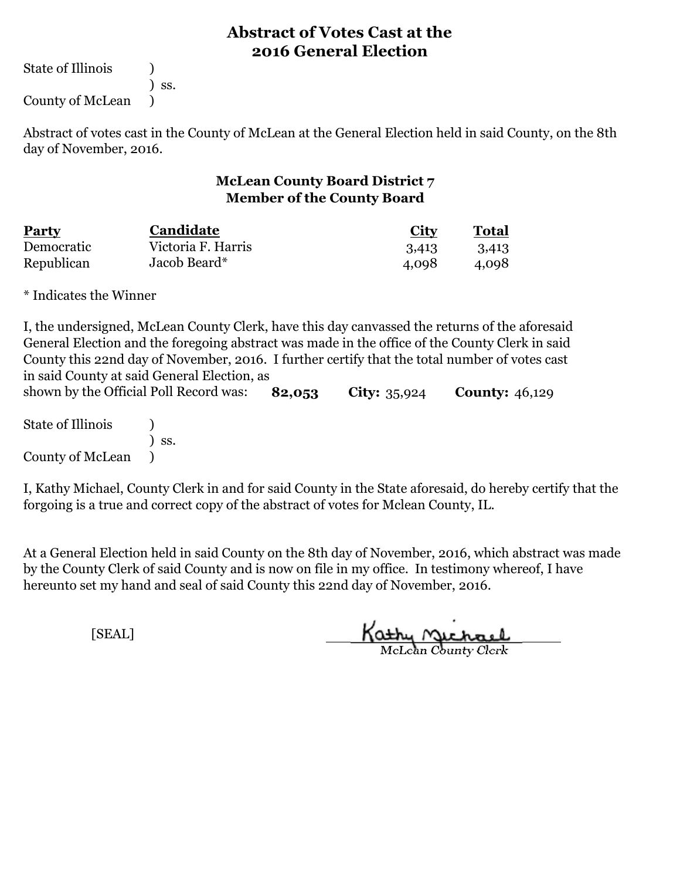# Abstract of Votes Cast at the 2016 General Election

State of Illinois )
) ss.
County of McLean )

Abstract of votes cast in the County of McLean at the General Election held in said County, on the 8th day of November, 2016.

## McLean County Board District 7
## Member of the County Board

| Party | Candidate | City | Total |
|---|---|---|---|
| Democratic | Victoria F. Harris | 3,413 | 3,413 |
| Republican | Jacob Beard* | 4,098 | 4,098 |

* Indicates the Winner

I, the undersigned, McLean County Clerk, have this day canvassed the returns of the aforesaid General Election and the foregoing abstract was made in the office of the County Clerk in said County this 22nd day of November, 2016. I further certify that the total number of votes cast in said County at said General Election, as shown by the Official Poll Record was: **82,053** **City:** 35,924 **County:** 46,129

State of Illinois )
) ss.
County of McLean )

I, Kathy Michael, County Clerk in and for said County in the State aforesaid, do hereby certify that the forgoing is a true and correct copy of the abstract of votes for Mclean County, IL.

At a General Election held in said County on the 8th day of November, 2016, which abstract was made by the County Clerk of said County and is now on file in my office. In testimony whereof, I have hereunto set my hand and seal of said County this 22nd day of November, 2016.

[SEAL]

Kathy Michael
McLean County Clerk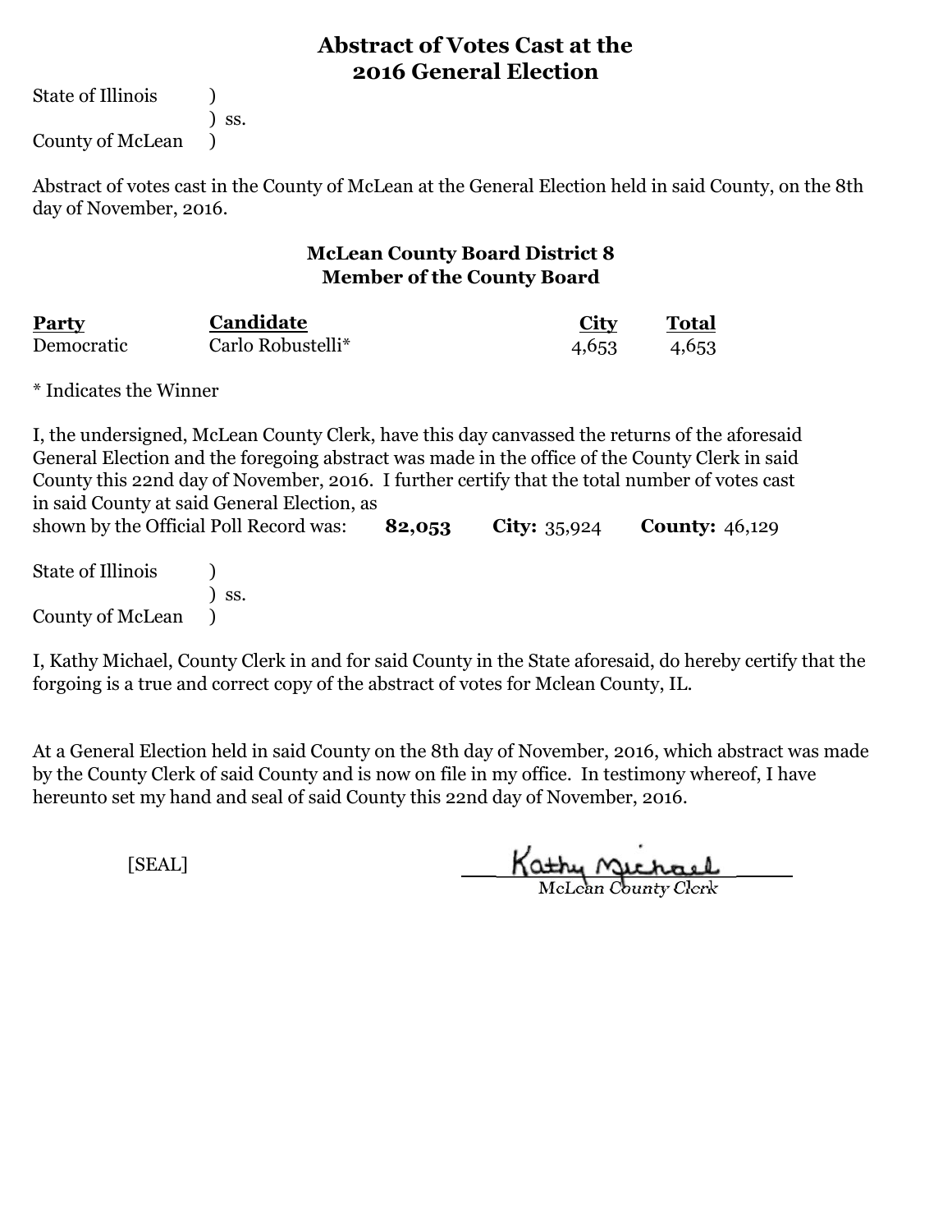## Abstract of Votes Cast at the 2016 General Election

State of Illinois )
) ss.
County of McLean )

Abstract of votes cast in the County of McLean at the General Election held in said County, on the 8th day of November, 2016.

### McLean County Board District 8
### Member of the County Board

| Party | Candidate | City | Total |
|---|---|---|---|
| Democratic | Carlo Robustelli* | 4,653 | 4,653 |

* Indicates the Winner

I, the undersigned, McLean County Clerk, have this day canvassed the returns of the aforesaid General Election and the foregoing abstract was made in the office of the County Clerk in said County this 22nd day of November, 2016. I further certify that the total number of votes cast in said County at said General Election, as shown by the Official Poll Record was: **82,053** **City:** 35,924 **County:** 46,129

State of Illinois )
) ss.
County of McLean )

I, Kathy Michael, County Clerk in and for said County in the State aforesaid, do hereby certify that the forgoing is a true and correct copy of the abstract of votes for Mclean County, IL.

At a General Election held in said County on the 8th day of November, 2016, which abstract was made by the County Clerk of said County and is now on file in my office. In testimony whereof, I have hereunto set my hand and seal of said County this 22nd day of November, 2016.

[SEAL]

Kathy Michael
McLean County Clerk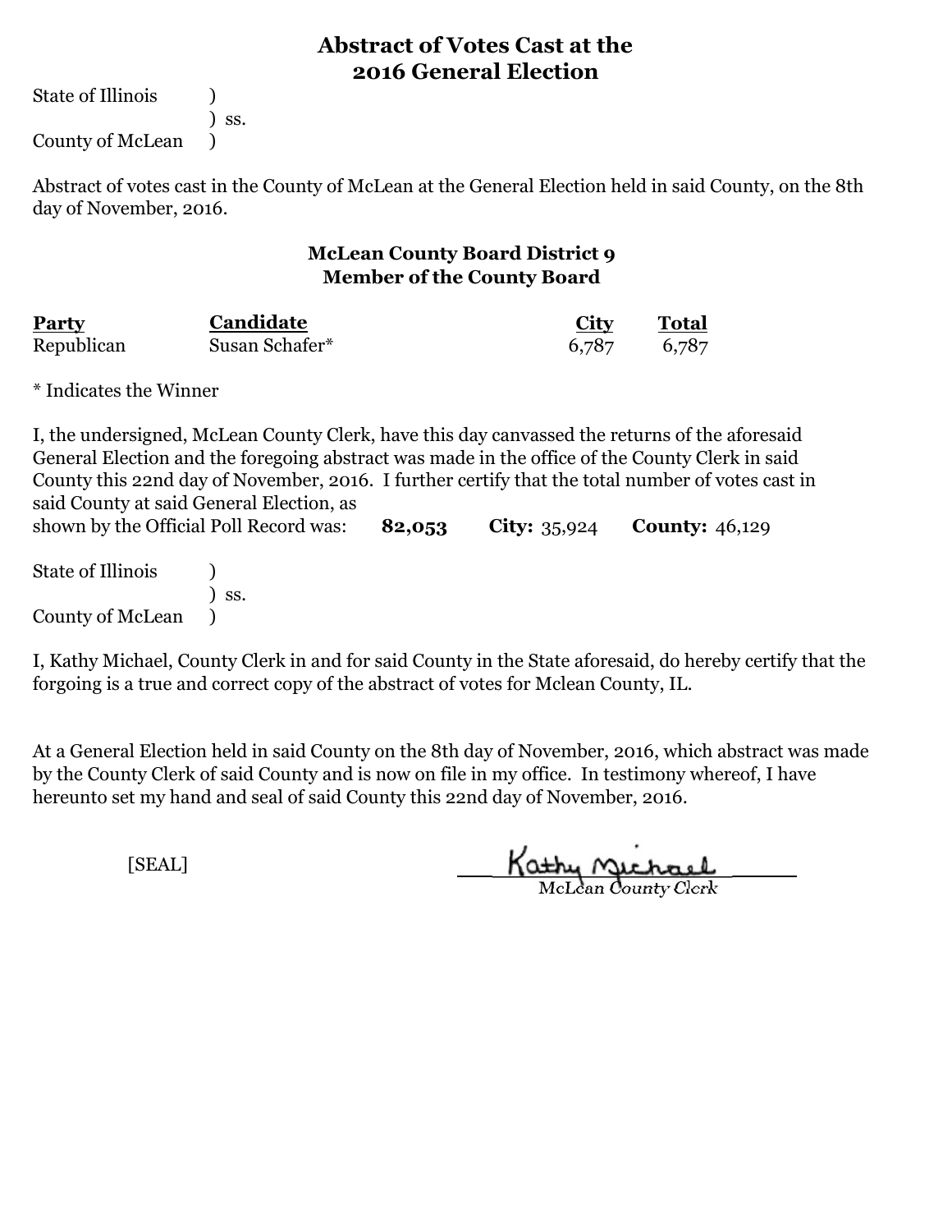# Abstract of Votes Cast at the 2016 General Election

State of Illinois )
) ss.
County of McLean )

Abstract of votes cast in the County of McLean at the General Election held in said County, on the 8th day of November, 2016.

## McLean County Board District 9
### Member of the County Board

| Party | Candidate | City | Total |
|---|---|---|---|
| Republican | Susan Schafer* | 6,787 | 6,787 |

* Indicates the Winner

I, the undersigned, McLean County Clerk, have this day canvassed the returns of the aforesaid General Election and the foregoing abstract was made in the office of the County Clerk in said County this 22nd day of November, 2016. I further certify that the total number of votes cast in said County at said General Election, as shown by the Official Poll Record was: **82,053** **City:** 35,924 **County:** 46,129

State of Illinois )
) ss.
County of McLean )

I, Kathy Michael, County Clerk in and for said County in the State aforesaid, do hereby certify that the forgoing is a true and correct copy of the abstract of votes for Mclean County, IL.

At a General Election held in said County on the 8th day of November, 2016, which abstract was made by the County Clerk of said County and is now on file in my office. In testimony whereof, I have hereunto set my hand and seal of said County this 22nd day of November, 2016.

[SEAL]

Kathy Michael
McLean County Clerk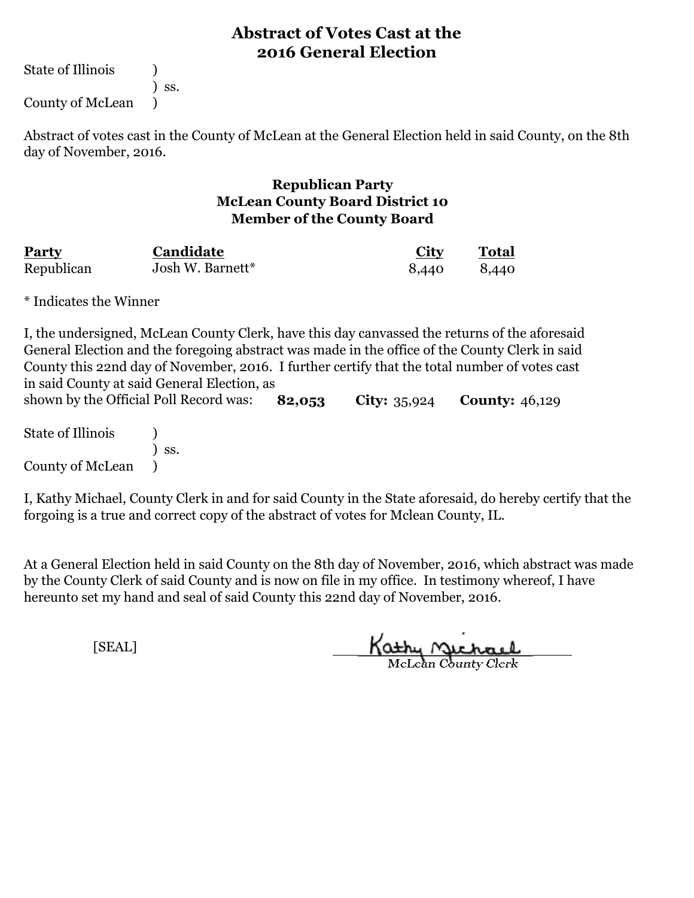# Abstract of Votes Cast at the 2016 General Election

State of Illinois )
) ss.
County of McLean )

Abstract of votes cast in the County of McLean at the General Election held in said County, on the 8th day of November, 2016.

### Republican Party
### McLean County Board District 10
### Member of the County Board

| Party | Candidate | City | Total |
|---|---|---|---|
| Republican | Josh W. Barnett* | 8,440 | 8,440 |

* Indicates the Winner

I, the undersigned, McLean County Clerk, have this day canvassed the returns of the aforesaid General Election and the foregoing abstract was made in the office of the County Clerk in said County this 22nd day of November, 2016. I further certify that the total number of votes cast in said County at said General Election, as shown by the Official Poll Record was: **82,053** **City:** 35,924 **County:** 46,129

State of Illinois )
) ss.
County of McLean )

I, Kathy Michael, County Clerk in and for said County in the State aforesaid, do hereby certify that the forgoing is a true and correct copy of the abstract of votes for Mclean County, IL.

At a General Election held in said County on the 8th day of November, 2016, which abstract was made by the County Clerk of said County and is now on file in my office. In testimony whereof, I have hereunto set my hand and seal of said County this 22nd day of November, 2016.

[SEAL]

Kathy Michael
McLean County Clerk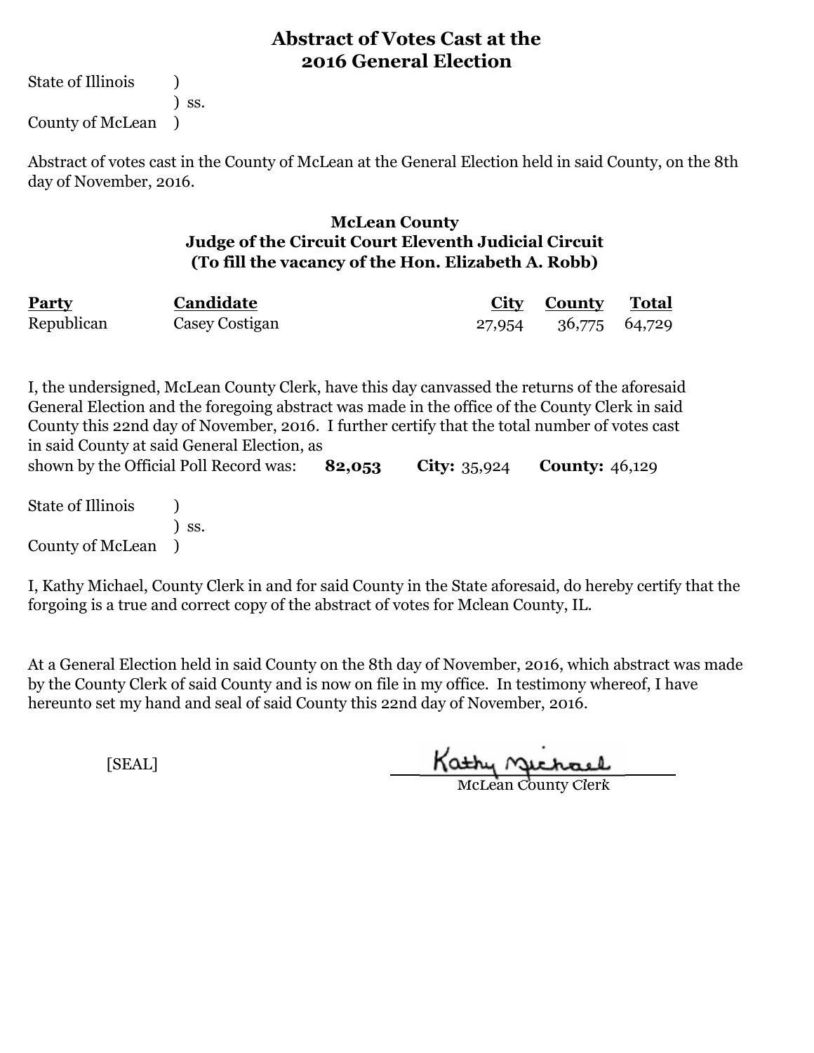# Abstract of Votes Cast at the 2016 General Election

State of Illinois )
) ss.
County of McLean )

Abstract of votes cast in the County of McLean at the General Election held in said County, on the 8th day of November, 2016.

### McLean County
### Judge of the Circuit Court Eleventh Judicial Circuit
### (To fill the vacancy of the Hon. Elizabeth A. Robb)

| Party | Candidate | City | County | Total |
|---|---|---|---|---|
| Republican | Casey Costigan | 27,954 | 36,775 | 64,729 |

I, the undersigned, McLean County Clerk, have this day canvassed the returns of the aforesaid General Election and the foregoing abstract was made in the office of the County Clerk in said County this 22nd day of November, 2016. I further certify that the total number of votes cast in said County at said General Election, as shown by the Official Poll Record was: **82,053** **City:** 35,924 **County:** 46,129

State of Illinois )
) ss.
County of McLean )

I, Kathy Michael, County Clerk in and for said County in the State aforesaid, do hereby certify that the forgoing is a true and correct copy of the abstract of votes for Mclean County, IL.

At a General Election held in said County on the 8th day of November, 2016, which abstract was made by the County Clerk of said County and is now on file in my office. In testimony whereof, I have hereunto set my hand and seal of said County this 22nd day of November, 2016.

[SEAL]

Kathy Michael
McLean County Clerk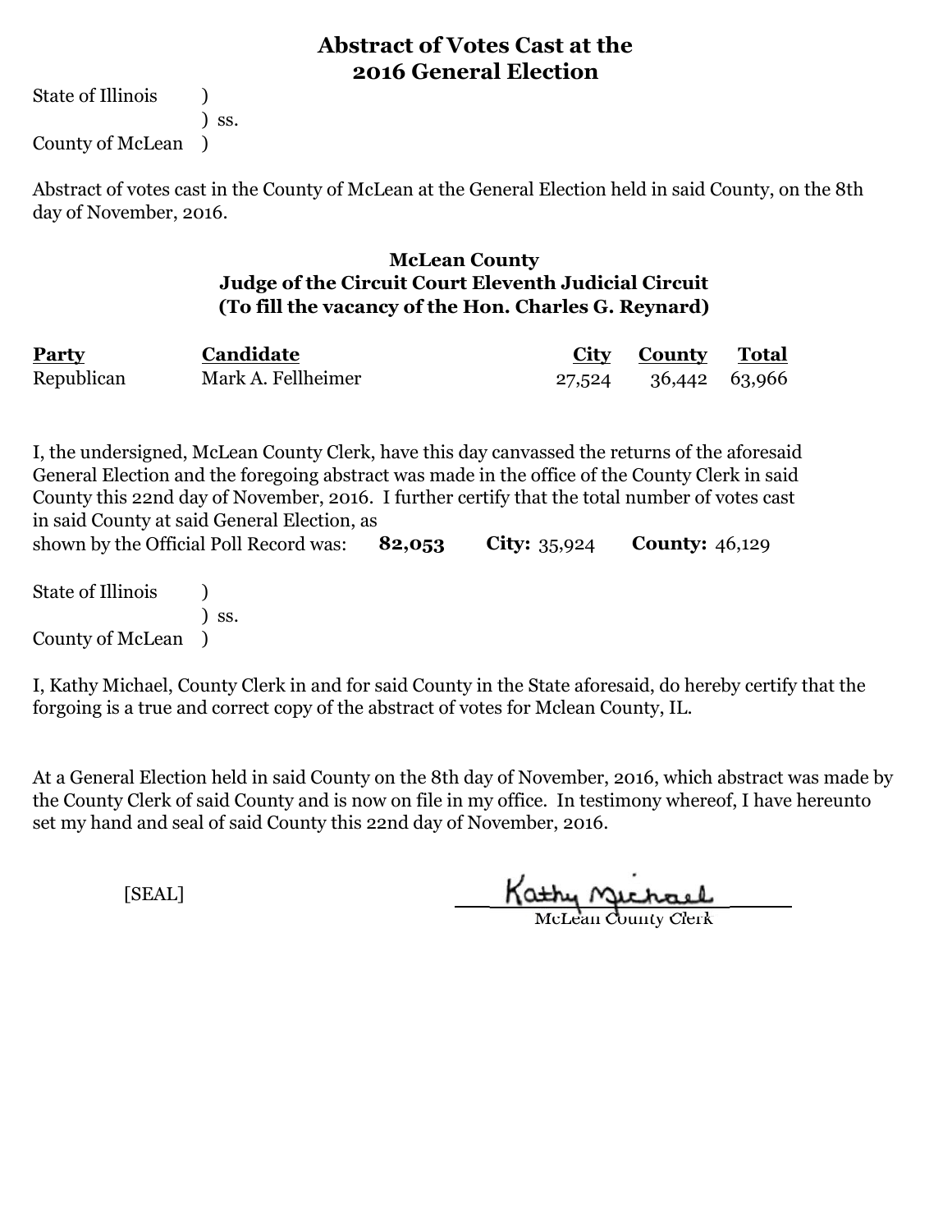# Abstract of Votes Cast at the 2016 General Election

State of Illinois )
) ss.
County of McLean )

Abstract of votes cast in the County of McLean at the General Election held in said County, on the 8th day of November, 2016.

### McLean County
### Judge of the Circuit Court Eleventh Judicial Circuit
### (To fill the vacancy of the Hon. Charles G. Reynard)

| Party | Candidate | City | County | Total |
|---|---|---|---|---|
| Republican | Mark A. Fellheimer | 27,524 | 36,442 | 63,966 |

I, the undersigned, McLean County Clerk, have this day canvassed the returns of the aforesaid General Election and the foregoing abstract was made in the office of the County Clerk in said County this 22nd day of November, 2016. I further certify that the total number of votes cast in said County at said General Election, as shown by the Official Poll Record was: **82,053** **City:** 35,924 **County:** 46,129

State of Illinois )
) ss.
County of McLean )

I, Kathy Michael, County Clerk in and for said County in the State aforesaid, do hereby certify that the forgoing is a true and correct copy of the abstract of votes for Mclean County, IL.

At a General Election held in said County on the 8th day of November, 2016, which abstract was made by the County Clerk of said County and is now on file in my office. In testimony whereof, I have hereunto set my hand and seal of said County this 22nd day of November, 2016.

[SEAL]

Kathy Michael
McLean County Clerk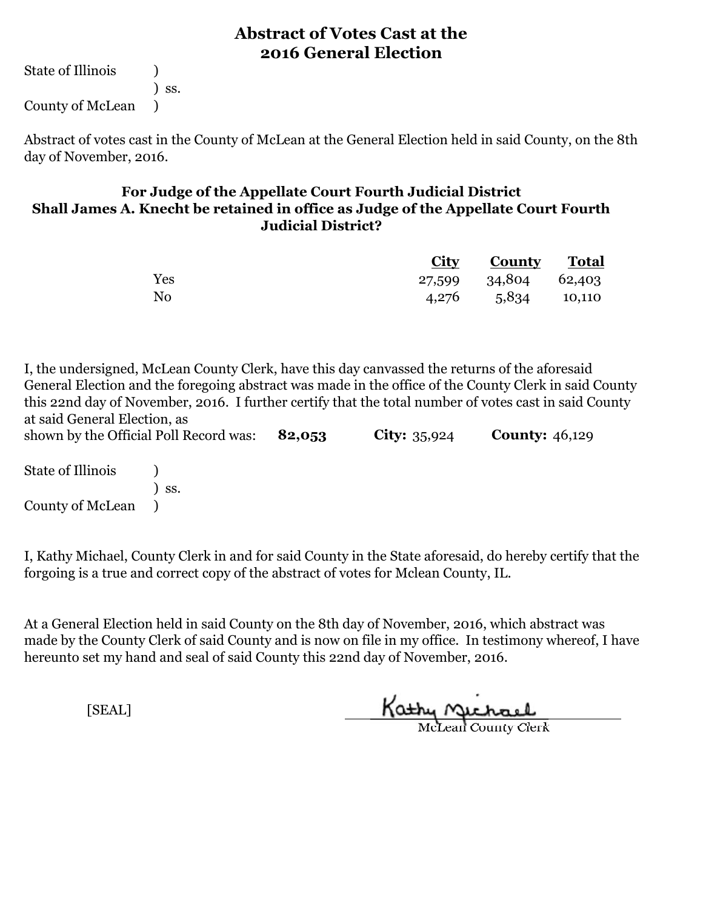# Abstract of Votes Cast at the 2016 General Election

State of Illinois )
) ss.
County of McLean )

Abstract of votes cast in the County of McLean at the General Election held in said County, on the 8th day of November, 2016.

## For Judge of the Appellate Court Fourth Judicial District
## Shall James A. Knecht be retained in office as Judge of the Appellate Court Fourth Judicial District?

| | City | County | Total |
|---|---|---|---|
| Yes | 27,599 | 34,804 | 62,403 |
| No | 4,276 | 5,834 | 10,110 |

I, the undersigned, McLean County Clerk, have this day canvassed the returns of the aforesaid General Election and the foregoing abstract was made in the office of the County Clerk in said County this 22nd day of November, 2016. I further certify that the total number of votes cast in said County at said General Election, as shown by the Official Poll Record was: **82,053** **City:** 35,924 **County:** 46,129

State of Illinois )
) ss.
County of McLean )

I, Kathy Michael, County Clerk in and for said County in the State aforesaid, do hereby certify that the forgoing is a true and correct copy of the abstract of votes for Mclean County, IL.

At a General Election held in said County on the 8th day of November, 2016, which abstract was made by the County Clerk of said County and is now on file in my office. In testimony whereof, I have hereunto set my hand and seal of said County this 22nd day of November, 2016.

[SEAL]

Kathy Michael
McLean County Clerk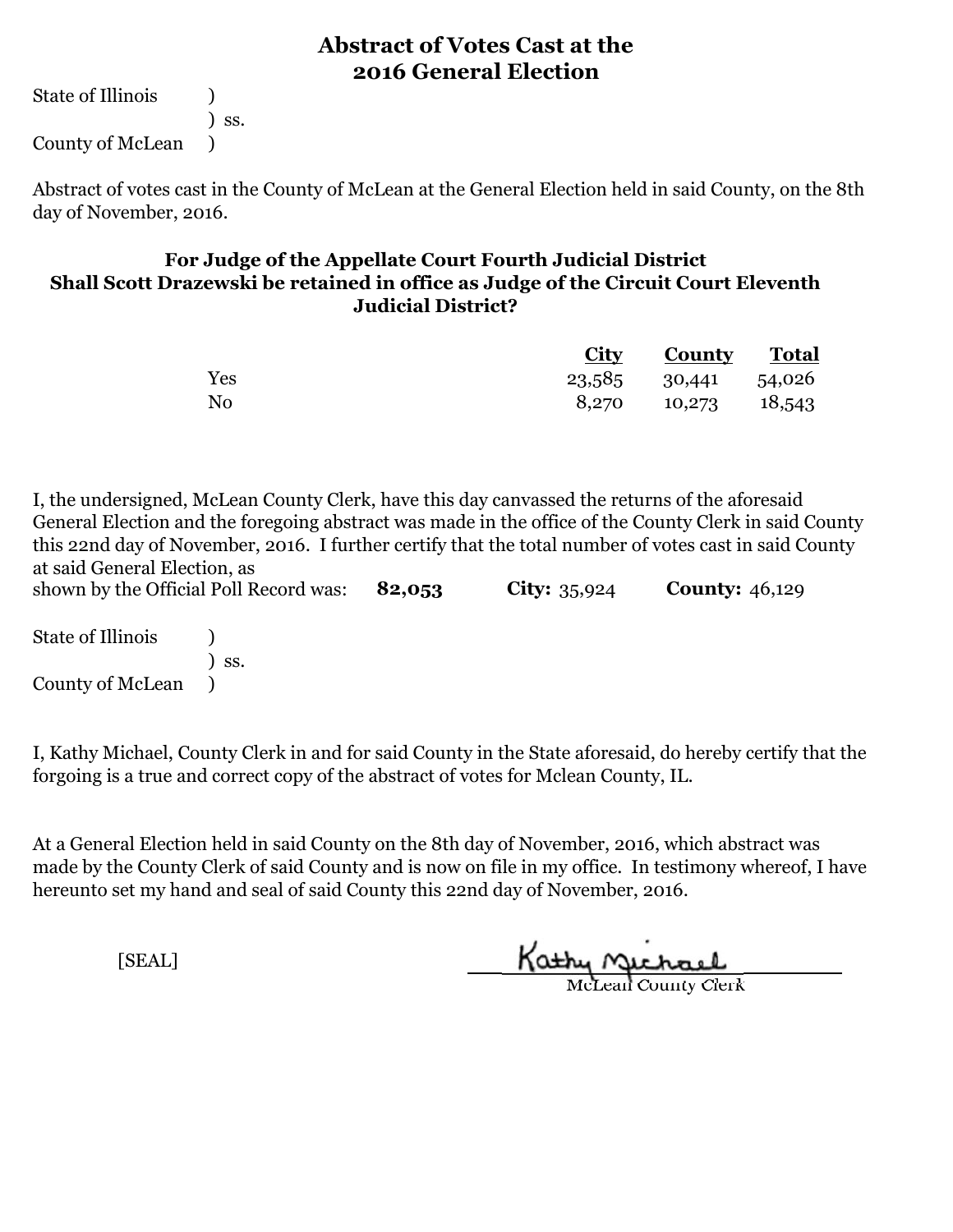# Abstract of Votes Cast at the 2016 General Election

State of Illinois )
) ss.
County of McLean )

Abstract of votes cast in the County of McLean at the General Election held in said County, on the 8th day of November, 2016.

## For Judge of the Appellate Court Fourth Judicial District
## Shall Scott Drazewski be retained in office as Judge of the Circuit Court Eleventh Judicial District?

| | City | County | Total |
|---|---|---|---|
| Yes | 23,585 | 30,441 | 54,026 |
| No | 8,270 | 10,273 | 18,543 |

I, the undersigned, McLean County Clerk, have this day canvassed the returns of the aforesaid General Election and the foregoing abstract was made in the office of the County Clerk in said County this 22nd day of November, 2016. I further certify that the total number of votes cast in said County at said General Election, as shown by the Official Poll Record was: **82,053** **City:** 35,924 **County:** 46,129

State of Illinois )
) ss.
County of McLean )

I, Kathy Michael, County Clerk in and for said County in the State aforesaid, do hereby certify that the forgoing is a true and correct copy of the abstract of votes for Mclean County, IL.

At a General Election held in said County on the 8th day of November, 2016, which abstract was made by the County Clerk of said County and is now on file in my office. In testimony whereof, I have hereunto set my hand and seal of said County this 22nd day of November, 2016.

[SEAL]

Kathy Michael
McLean County Clerk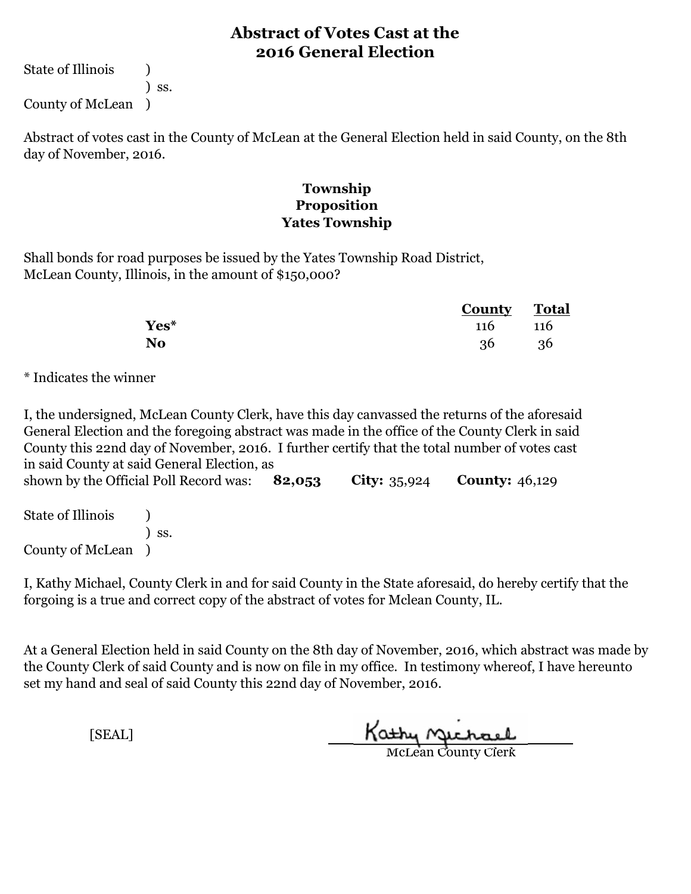# Abstract of Votes Cast at the 2016 General Election

State of Illinois )
) ss.
County of McLean )

Abstract of votes cast in the County of McLean at the General Election held in said County, on the 8th day of November, 2016.

## Township
## Proposition
## Yates Township

Shall bonds for road purposes be issued by the Yates Township Road District, McLean County, Illinois, in the amount of $150,000?

| | County | Total |
|---|---|---|
| **Yes*** | 116 | 116 |
| **No** | 36 | 36 |

* Indicates the winner

I, the undersigned, McLean County Clerk, have this day canvassed the returns of the aforesaid General Election and the foregoing abstract was made in the office of the County Clerk in said County this 22nd day of November, 2016. I further certify that the total number of votes cast in said County at said General Election, as shown by the Official Poll Record was: **82,053** **City:** 35,924 **County:** 46,129

State of Illinois )
) ss.
County of McLean )

I, Kathy Michael, County Clerk in and for said County in the State aforesaid, do hereby certify that the forgoing is a true and correct copy of the abstract of votes for Mclean County, IL.

At a General Election held in said County on the 8th day of November, 2016, which abstract was made by the County Clerk of said County and is now on file in my office. In testimony whereof, I have hereunto set my hand and seal of said County this 22nd day of November, 2016.

[SEAL]

Kathy Michael
McLean County Clerk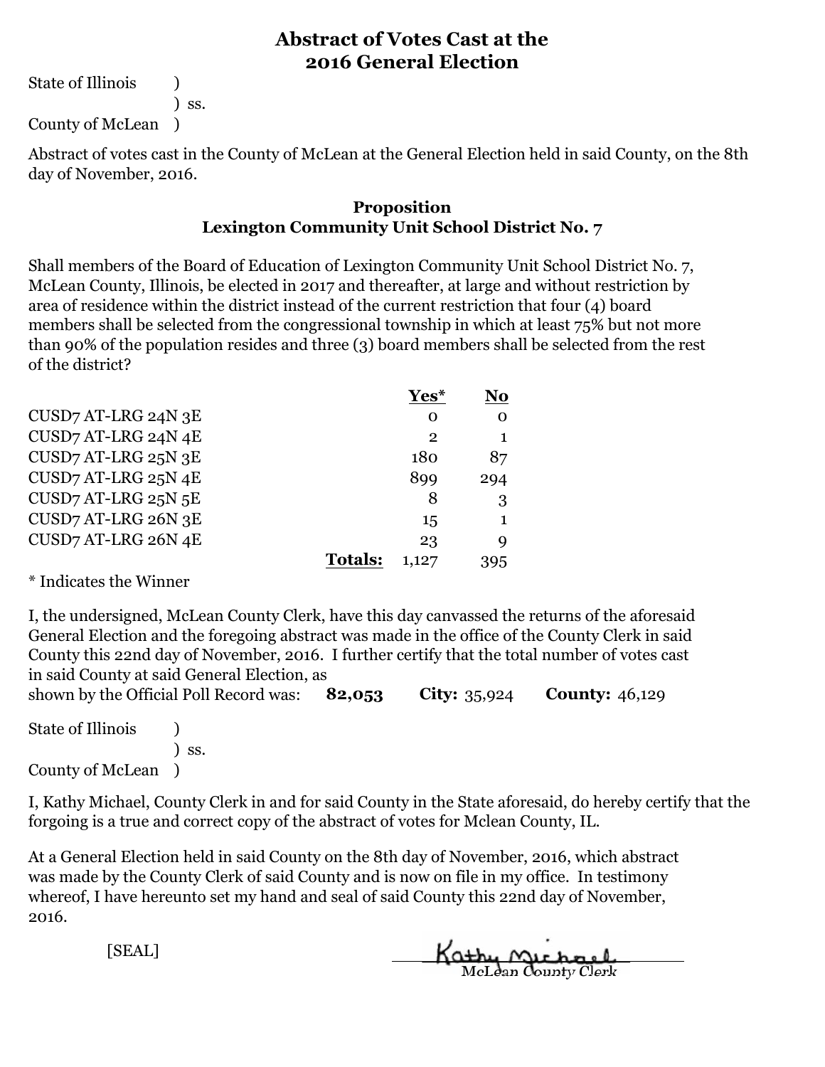# Abstract of Votes Cast at the 2016 General Election

State of Illinois )
) ss.
County of McLean )

Abstract of votes cast in the County of McLean at the General Election held in said County, on the 8th day of November, 2016.

## Proposition
## Lexington Community Unit School District No. 7

Shall members of the Board of Education of Lexington Community Unit School District No. 7, McLean County, Illinois, be elected in 2017 and thereafter, at large and without restriction by area of residence within the district instead of the current restriction that four (4) board members shall be selected from the congressional township in which at least 75% but not more than 90% of the population resides and three (3) board members shall be selected from the rest of the district?

| | | Yes* | No |
|---|---|---|---|
| CUSD7 AT-LRG 24N 3E | | 0 | 0 |
| CUSD7 AT-LRG 24N 4E | | 2 | 1 |
| CUSD7 AT-LRG 25N 3E | | 180 | 87 |
| CUSD7 AT-LRG 25N 4E | | 899 | 294 |
| CUSD7 AT-LRG 25N 5E | | 8 | 3 |
| CUSD7 AT-LRG 26N 3E | | 15 | 1 |
| CUSD7 AT-LRG 26N 4E | | 23 | 9 |
| | **Totals:** | 1,127 | 395 |

* Indicates the Winner

I, the undersigned, McLean County Clerk, have this day canvassed the returns of the aforesaid General Election and the foregoing abstract was made in the office of the County Clerk in said County this 22nd day of November, 2016. I further certify that the total number of votes cast in said County at said General Election, as shown by the Official Poll Record was: **82,053** **City:** 35,924 **County:** 46,129

State of Illinois )
) ss.
County of McLean )

I, Kathy Michael, County Clerk in and for said County in the State aforesaid, do hereby certify that the forgoing is a true and correct copy of the abstract of votes for Mclean County, IL.

At a General Election held in said County on the 8th day of November, 2016, which abstract was made by the County Clerk of said County and is now on file in my office. In testimony whereof, I have hereunto set my hand and seal of said County this 22nd day of November, 2016.

[SEAL]

Kathy Michael
McLean County Clerk